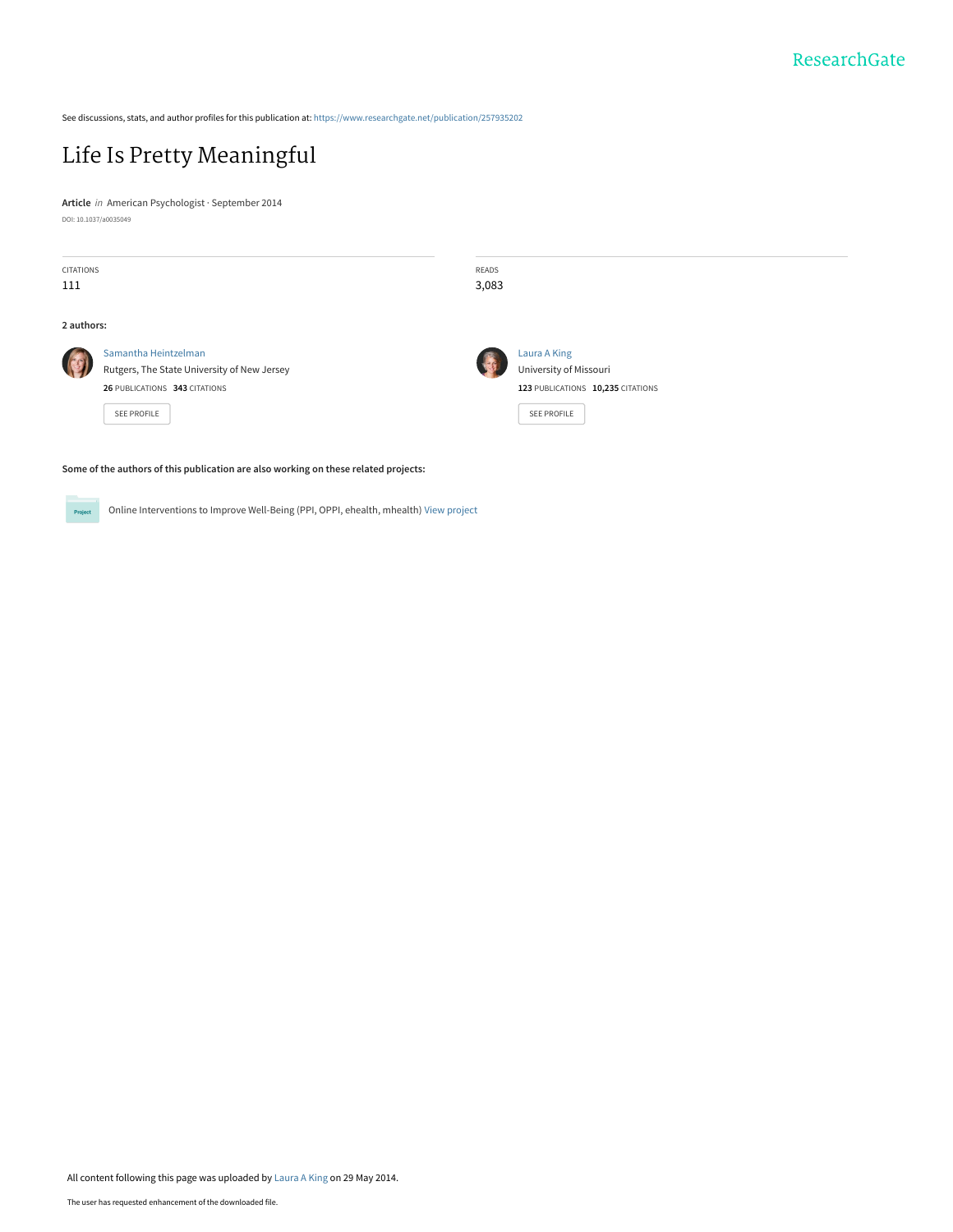See discussions, stats, and author profiles for this publication at: https://www.researchgate.net/publication/257935202

# Life Is Pretty Meaningful

**Article** *in* American Psychologist · September 2014

DOI: 10.1037/a0035049

| CITATIONS | READS |
| --- | --- |
| 111 | 3,083 |

**2 authors:**

**Samantha Heintzelman**
Rutgers, The State University of New Jersey
**26** PUBLICATIONS **343** CITATIONS
SEE PROFILE

**Laura A King**
University of Missouri
**123** PUBLICATIONS **10,235** CITATIONS
SEE PROFILE

**Some of the authors of this publication are also working on these related projects:**

Project: Online Interventions to Improve Well-Being (PPI, OPPI, ehealth, mhealth) View project

All content following this page was uploaded by Laura A King on 29 May 2014.

The user has requested enhancement of the downloaded file.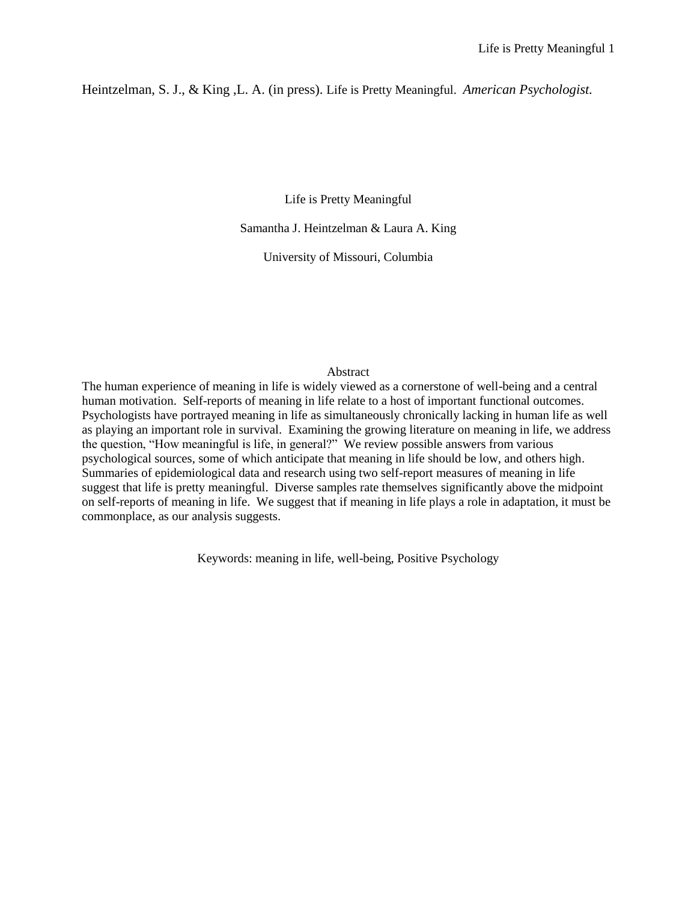Heintzelman, S. J., & King ,L. A. (in press). Life is Pretty Meaningful. *American Psychologist.*

# Life is Pretty Meaningful

Samantha J. Heintzelman & Laura A. King

University of Missouri, Columbia

## Abstract

The human experience of meaning in life is widely viewed as a cornerstone of well-being and a central human motivation. Self-reports of meaning in life relate to a host of important functional outcomes. Psychologists have portrayed meaning in life as simultaneously chronically lacking in human life as well as playing an important role in survival. Examining the growing literature on meaning in life, we address the question, "How meaningful is life, in general?" We review possible answers from various psychological sources, some of which anticipate that meaning in life should be low, and others high. Summaries of epidemiological data and research using two self-report measures of meaning in life suggest that life is pretty meaningful. Diverse samples rate themselves significantly above the midpoint on self-reports of meaning in life. We suggest that if meaning in life plays a role in adaptation, it must be commonplace, as our analysis suggests.

Keywords: meaning in life, well-being, Positive Psychology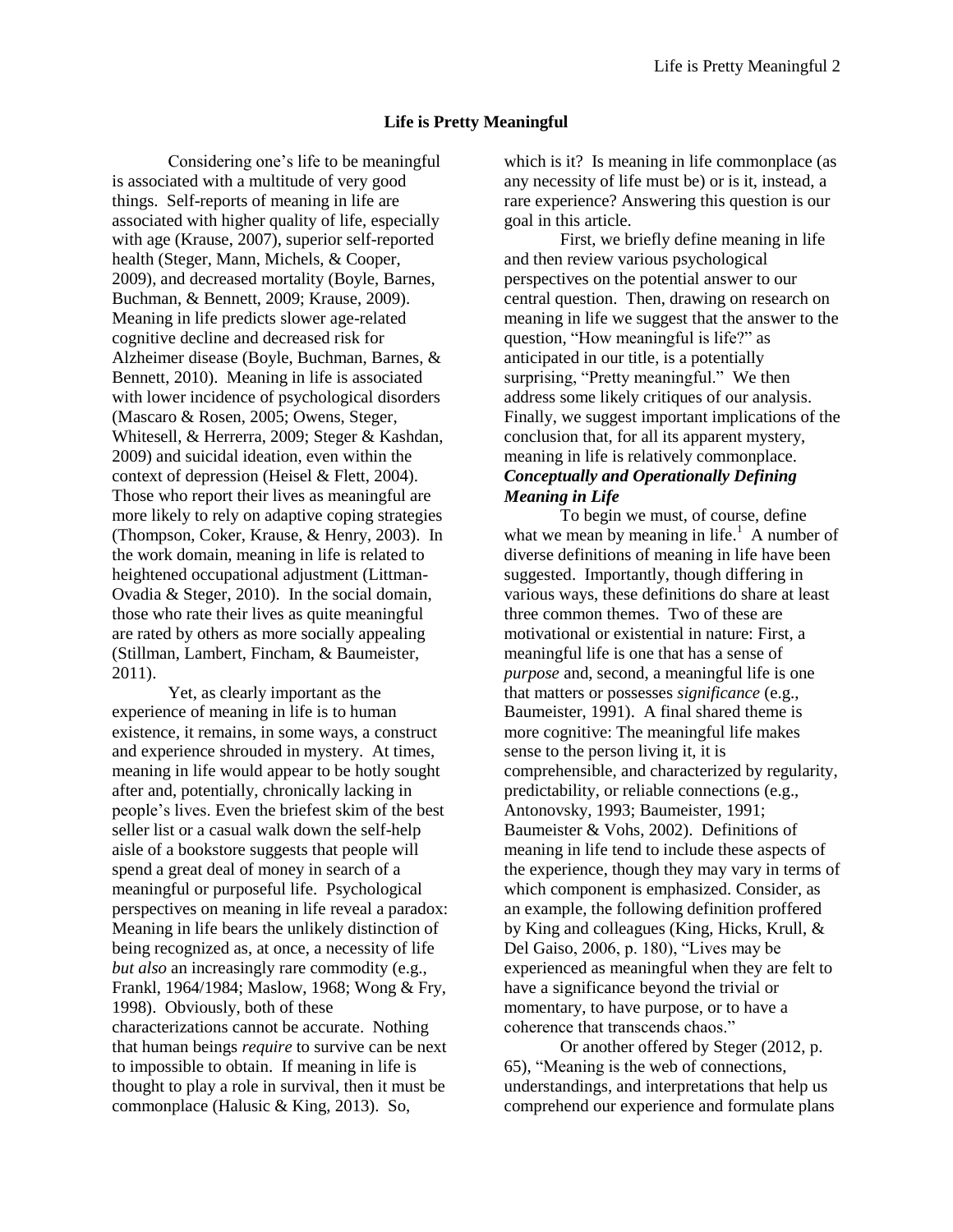## Life is Pretty Meaningful

Considering one's life to be meaningful is associated with a multitude of very good things. Self-reports of meaning in life are associated with higher quality of life, especially with age (Krause, 2007), superior self-reported health (Steger, Mann, Michels, & Cooper, 2009), and decreased mortality (Boyle, Barnes, Buchman, & Bennett, 2009; Krause, 2009). Meaning in life predicts slower age-related cognitive decline and decreased risk for Alzheimer disease (Boyle, Buchman, Barnes, & Bennett, 2010). Meaning in life is associated with lower incidence of psychological disorders (Mascaro & Rosen, 2005; Owens, Steger, Whitesell, & Herrerra, 2009; Steger & Kashdan, 2009) and suicidal ideation, even within the context of depression (Heisel & Flett, 2004). Those who report their lives as meaningful are more likely to rely on adaptive coping strategies (Thompson, Coker, Krause, & Henry, 2003). In the work domain, meaning in life is related to heightened occupational adjustment (Littman-Ovadia & Steger, 2010). In the social domain, those who rate their lives as quite meaningful are rated by others as more socially appealing (Stillman, Lambert, Fincham, & Baumeister, 2011).

Yet, as clearly important as the experience of meaning in life is to human existence, it remains, in some ways, a construct and experience shrouded in mystery. At times, meaning in life would appear to be hotly sought after and, potentially, chronically lacking in people's lives. Even the briefest skim of the best seller list or a casual walk down the self-help aisle of a bookstore suggests that people will spend a great deal of money in search of a meaningful or purposeful life. Psychological perspectives on meaning in life reveal a paradox: Meaning in life bears the unlikely distinction of being recognized as, at once, a necessity of life *but also* an increasingly rare commodity (e.g., Frankl, 1964/1984; Maslow, 1968; Wong & Fry, 1998). Obviously, both of these characterizations cannot be accurate. Nothing that human beings *require* to survive can be next to impossible to obtain. If meaning in life is thought to play a role in survival, then it must be commonplace (Halusic & King, 2013). So, which is it? Is meaning in life commonplace (as any necessity of life must be) or is it, instead, a rare experience? Answering this question is our goal in this article.

First, we briefly define meaning in life and then review various psychological perspectives on the potential answer to our central question. Then, drawing on research on meaning in life we suggest that the answer to the question, "How meaningful is life?" as anticipated in our title, is a potentially surprising, "Pretty meaningful." We then address some likely critiques of our analysis. Finally, we suggest important implications of the conclusion that, for all its apparent mystery, meaning in life is relatively commonplace.

### *Conceptually and Operationally Defining Meaning in Life*

To begin we must, of course, define what we mean by meaning in life.[1] A number of diverse definitions of meaning in life have been suggested. Importantly, though differing in various ways, these definitions do share at least three common themes. Two of these are motivational or existential in nature: First, a meaningful life is one that has a sense of *purpose* and, second, a meaningful life is one that matters or possesses *significance* (e.g., Baumeister, 1991). A final shared theme is more cognitive: The meaningful life makes sense to the person living it, it is comprehensible, and characterized by regularity, predictability, or reliable connections (e.g., Antonovsky, 1993; Baumeister, 1991; Baumeister & Vohs, 2002). Definitions of meaning in life tend to include these aspects of the experience, though they may vary in terms of which component is emphasized. Consider, as an example, the following definition proffered by King and colleagues (King, Hicks, Krull, & Del Gaiso, 2006, p. 180), "Lives may be experienced as meaningful when they are felt to have a significance beyond the trivial or momentary, to have purpose, or to have a coherence that transcends chaos."

Or another offered by Steger (2012, p. 65), "Meaning is the web of connections, understandings, and interpretations that help us comprehend our experience and formulate plans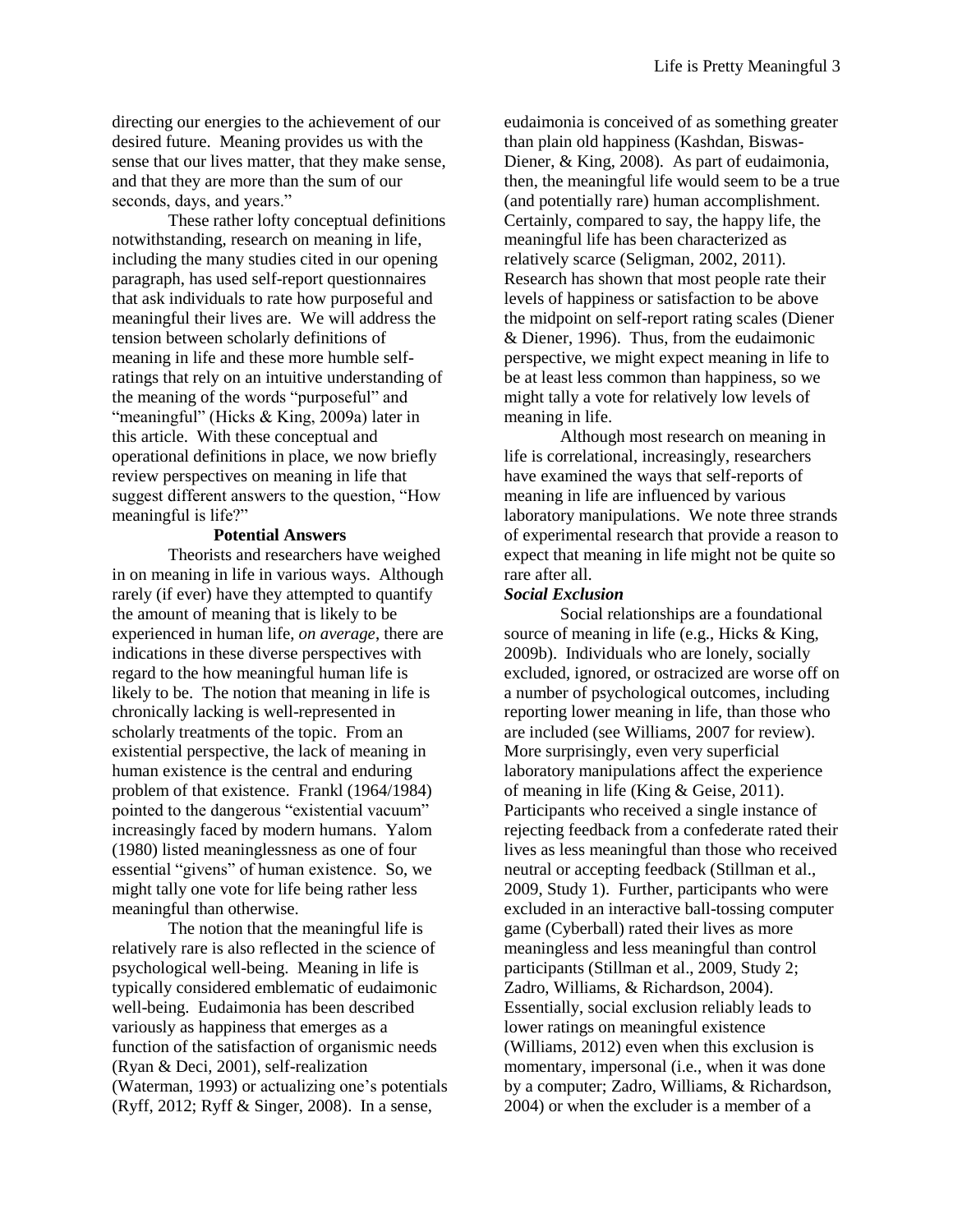directing our energies to the achievement of our desired future. Meaning provides us with the sense that our lives matter, that they make sense, and that they are more than the sum of our seconds, days, and years."

These rather lofty conceptual definitions notwithstanding, research on meaning in life, including the many studies cited in our opening paragraph, has used self-report questionnaires that ask individuals to rate how purposeful and meaningful their lives are. We will address the tension between scholarly definitions of meaning in life and these more humble self-ratings that rely on an intuitive understanding of the meaning of the words "purposeful" and "meaningful" (Hicks & King, 2009a) later in this article. With these conceptual and operational definitions in place, we now briefly review perspectives on meaning in life that suggest different answers to the question, "How meaningful is life?"

## Potential Answers

Theorists and researchers have weighed in on meaning in life in various ways. Although rarely (if ever) have they attempted to quantify the amount of meaning that is likely to be experienced in human life, *on average*, there are indications in these diverse perspectives with regard to the how meaningful human life is likely to be. The notion that meaning in life is chronically lacking is well-represented in scholarly treatments of the topic. From an existential perspective, the lack of meaning in human existence is the central and enduring problem of that existence. Frankl (1964/1984) pointed to the dangerous "existential vacuum" increasingly faced by modern humans. Yalom (1980) listed meaninglessness as one of four essential "givens" of human existence. So, we might tally one vote for life being rather less meaningful than otherwise.

The notion that the meaningful life is relatively rare is also reflected in the science of psychological well-being. Meaning in life is typically considered emblematic of eudaimonic well-being. Eudaimonia has been described variously as happiness that emerges as a function of the satisfaction of organismic needs (Ryan & Deci, 2001), self-realization (Waterman, 1993) or actualizing one's potentials (Ryff, 2012; Ryff & Singer, 2008). In a sense, eudaimonia is conceived of as something greater than plain old happiness (Kashdan, Biswas-Diener, & King, 2008). As part of eudaimonia, then, the meaningful life would seem to be a true (and potentially rare) human accomplishment. Certainly, compared to say, the happy life, the meaningful life has been characterized as relatively scarce (Seligman, 2002, 2011). Research has shown that most people rate their levels of happiness or satisfaction to be above the midpoint on self-report rating scales (Diener & Diener, 1996). Thus, from the eudaimonic perspective, we might expect meaning in life to be at least less common than happiness, so we might tally a vote for relatively low levels of meaning in life.

Although most research on meaning in life is correlational, increasingly, researchers have examined the ways that self-reports of meaning in life are influenced by various laboratory manipulations. We note three strands of experimental research that provide a reason to expect that meaning in life might not be quite so rare after all.

### *Social Exclusion*

Social relationships are a foundational source of meaning in life (e.g., Hicks & King, 2009b). Individuals who are lonely, socially excluded, ignored, or ostracized are worse off on a number of psychological outcomes, including reporting lower meaning in life, than those who are included (see Williams, 2007 for review). More surprisingly, even very superficial laboratory manipulations affect the experience of meaning in life (King & Geise, 2011). Participants who received a single instance of rejecting feedback from a confederate rated their lives as less meaningful than those who received neutral or accepting feedback (Stillman et al., 2009, Study 1). Further, participants who were excluded in an interactive ball-tossing computer game (Cyberball) rated their lives as more meaningless and less meaningful than control participants (Stillman et al., 2009, Study 2; Zadro, Williams, & Richardson, 2004). Essentially, social exclusion reliably leads to lower ratings on meaningful existence (Williams, 2012) even when this exclusion is momentary, impersonal (i.e., when it was done by a computer; Zadro, Williams, & Richardson, 2004) or when the excluder is a member of a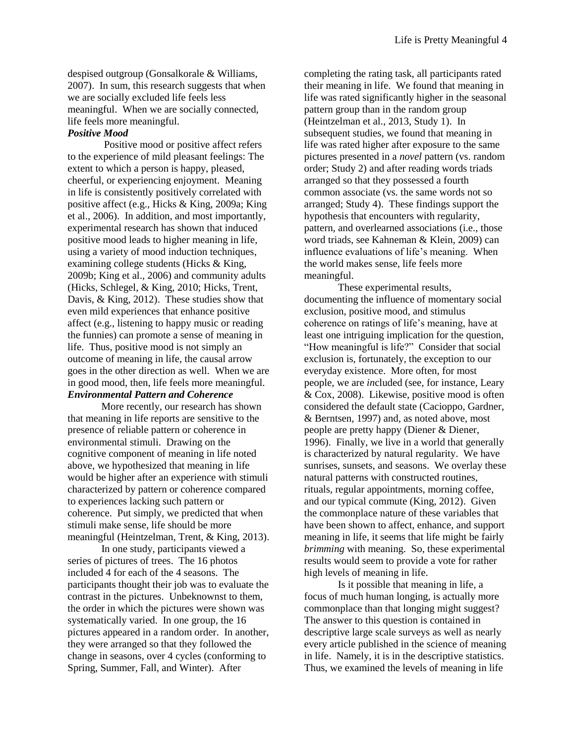despised outgroup (Gonsalkorale & Williams, 2007). In sum, this research suggests that when we are socially excluded life feels less meaningful. When we are socially connected, life feels more meaningful.

### *Positive Mood*

Positive mood or positive affect refers to the experience of mild pleasant feelings: The extent to which a person is happy, pleased, cheerful, or experiencing enjoyment. Meaning in life is consistently positively correlated with positive affect (e.g., Hicks & King, 2009a; King et al., 2006). In addition, and most importantly, experimental research has shown that induced positive mood leads to higher meaning in life, using a variety of mood induction techniques, examining college students (Hicks & King, 2009b; King et al., 2006) and community adults (Hicks, Schlegel, & King, 2010; Hicks, Trent, Davis, & King, 2012). These studies show that even mild experiences that enhance positive affect (e.g., listening to happy music or reading the funnies) can promote a sense of meaning in life. Thus, positive mood is not simply an outcome of meaning in life, the causal arrow goes in the other direction as well. When we are in good mood, then, life feels more meaningful.

### *Environmental Pattern and Coherence*

More recently, our research has shown that meaning in life reports are sensitive to the presence of reliable pattern or coherence in environmental stimuli. Drawing on the cognitive component of meaning in life noted above, we hypothesized that meaning in life would be higher after an experience with stimuli characterized by pattern or coherence compared to experiences lacking such pattern or coherence. Put simply, we predicted that when stimuli make sense, life should be more meaningful (Heintzelman, Trent, & King, 2013).

In one study, participants viewed a series of pictures of trees. The 16 photos included 4 for each of the 4 seasons. The participants thought their job was to evaluate the contrast in the pictures. Unbeknownst to them, the order in which the pictures were shown was systematically varied. In one group, the 16 pictures appeared in a random order. In another, they were arranged so that they followed the change in seasons, over 4 cycles (conforming to Spring, Summer, Fall, and Winter). After completing the rating task, all participants rated their meaning in life. We found that meaning in life was rated significantly higher in the seasonal pattern group than in the random group (Heintzelman et al., 2013, Study 1). In subsequent studies, we found that meaning in life was rated higher after exposure to the same pictures presented in a *novel* pattern (vs. random order; Study 2) and after reading words triads arranged so that they possessed a fourth common associate (vs. the same words not so arranged; Study 4). These findings support the hypothesis that encounters with regularity, pattern, and overlearned associations (i.e., those word triads, see Kahneman & Klein, 2009) can influence evaluations of life's meaning. When the world makes sense, life feels more meaningful.

These experimental results, documenting the influence of momentary social exclusion, positive mood, and stimulus coherence on ratings of life's meaning, have at least one intriguing implication for the question, "How meaningful is life?" Consider that social exclusion is, fortunately, the exception to our everyday existence. More often, for most people, we are *in*cluded (see, for instance, Leary & Cox, 2008). Likewise, positive mood is often considered the default state (Cacioppo, Gardner, & Berntsen, 1997) and, as noted above, most people are pretty happy (Diener & Diener, 1996). Finally, we live in a world that generally is characterized by natural regularity. We have sunrises, sunsets, and seasons. We overlay these natural patterns with constructed routines, rituals, regular appointments, morning coffee, and our typical commute (King, 2012). Given the commonplace nature of these variables that have been shown to affect, enhance, and support meaning in life, it seems that life might be fairly *brimming* with meaning. So, these experimental results would seem to provide a vote for rather high levels of meaning in life.

Is it possible that meaning in life, a focus of much human longing, is actually more commonplace than that longing might suggest? The answer to this question is contained in descriptive large scale surveys as well as nearly every article published in the science of meaning in life. Namely, it is in the descriptive statistics. Thus, we examined the levels of meaning in life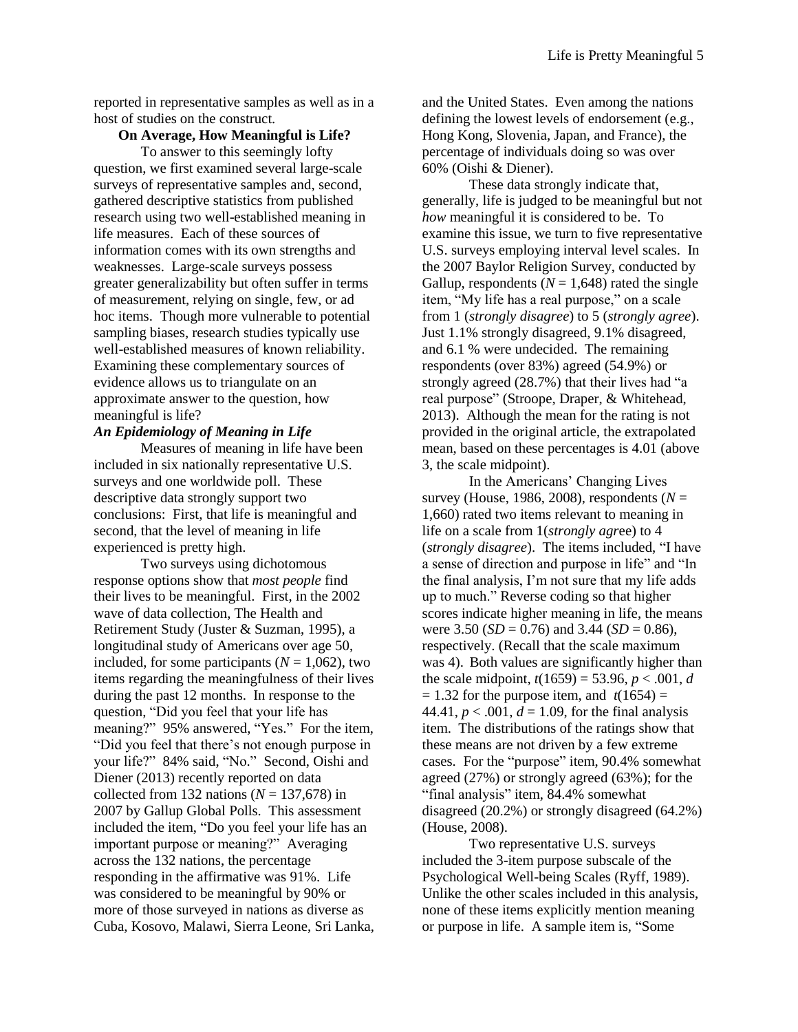reported in representative samples as well as in a host of studies on the construct.

## On Average, How Meaningful is Life?

To answer to this seemingly lofty question, we first examined several large-scale surveys of representative samples and, second, gathered descriptive statistics from published research using two well-established meaning in life measures. Each of these sources of information comes with its own strengths and weaknesses. Large-scale surveys possess greater generalizability but often suffer in terms of measurement, relying on single, few, or ad hoc items. Though more vulnerable to potential sampling biases, research studies typically use well-established measures of known reliability. Examining these complementary sources of evidence allows us to triangulate on an approximate answer to the question, how meaningful is life?

### *An Epidemiology of Meaning in Life*

Measures of meaning in life have been included in six nationally representative U.S. surveys and one worldwide poll. These descriptive data strongly support two conclusions: First, that life is meaningful and second, that the level of meaning in life experienced is pretty high.

Two surveys using dichotomous response options show that *most people* find their lives to be meaningful. First, in the 2002 wave of data collection, The Health and Retirement Study (Juster & Suzman, 1995), a longitudinal study of Americans over age 50, included, for some participants ($N$ = 1,062), two items regarding the meaningfulness of their lives during the past 12 months. In response to the question, "Did you feel that your life has meaning?" 95% answered, "Yes." For the item, "Did you feel that there's not enough purpose in your life?" 84% said, "No." Second, Oishi and Diener (2013) recently reported on data collected from 132 nations ($N$ = 137,678) in 2007 by Gallup Global Polls. This assessment included the item, "Do you feel your life has an important purpose or meaning?" Averaging across the 132 nations, the percentage responding in the affirmative was 91%. Life was considered to be meaningful by 90% or more of those surveyed in nations as diverse as Cuba, Kosovo, Malawi, Sierra Leone, Sri Lanka, and the United States. Even among the nations defining the lowest levels of endorsement (e.g., Hong Kong, Slovenia, Japan, and France), the percentage of individuals doing so was over 60% (Oishi & Diener).

These data strongly indicate that, generally, life is judged to be meaningful but not *how* meaningful it is considered to be. To examine this issue, we turn to five representative U.S. surveys employing interval level scales. In the 2007 Baylor Religion Survey, conducted by Gallup, respondents ($N$ = 1,648) rated the single item, "My life has a real purpose," on a scale from 1 (*strongly disagree*) to 5 (*strongly agree*). Just 1.1% strongly disagreed, 9.1% disagreed, and 6.1 % were undecided. The remaining respondents (over 83%) agreed (54.9%) or strongly agreed (28.7%) that their lives had "a real purpose" (Stroope, Draper, & Whitehead, 2013). Although the mean for the rating is not provided in the original article, the extrapolated mean, based on these percentages is 4.01 (above 3, the scale midpoint).

In the Americans' Changing Lives survey (House, 1986, 2008), respondents ($N$ = 1,660) rated two items relevant to meaning in life on a scale from 1(*strongly agree*) to 4 (*strongly disagree*). The items included, "I have a sense of direction and purpose in life" and "In the final analysis, I'm not sure that my life adds up to much." Reverse coding so that higher scores indicate higher meaning in life, the means were 3.50 ($SD$ = 0.76) and 3.44 ($SD$ = 0.86), respectively. (Recall that the scale maximum was 4). Both values are significantly higher than the scale midpoint, $t(1659) = 53.96$, $p < .001$, $d = 1.32$ for the purpose item, and $t(1654) = 44.41$, $p < .001$, $d = 1.09$, for the final analysis item. The distributions of the ratings show that these means are not driven by a few extreme cases. For the "purpose" item, 90.4% somewhat agreed (27%) or strongly agreed (63%); for the "final analysis" item, 84.4% somewhat disagreed (20.2%) or strongly disagreed (64.2%) (House, 2008).

Two representative U.S. surveys included the 3-item purpose subscale of the Psychological Well-being Scales (Ryff, 1989). Unlike the other scales included in this analysis, none of these items explicitly mention meaning or purpose in life. A sample item is, "Some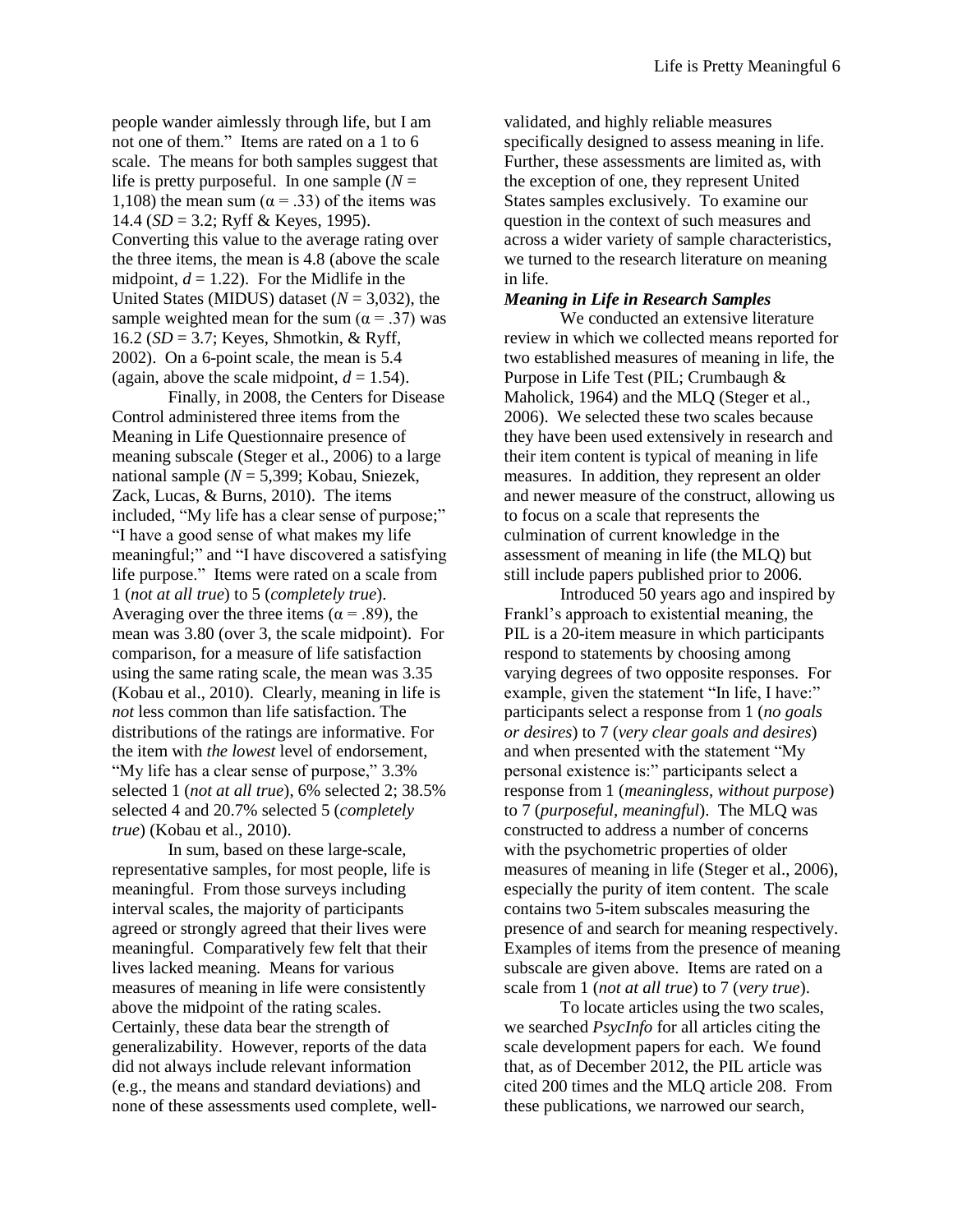people wander aimlessly through life, but I am not one of them." Items are rated on a 1 to 6 scale. The means for both samples suggest that life is pretty purposeful. In one sample ($N$ = 1,108) the mean sum ($\alpha$ = .33) of the items was 14.4 ($SD$ = 3.2; Ryff & Keyes, 1995). Converting this value to the average rating over the three items, the mean is 4.8 (above the scale midpoint, $d$ = 1.22). For the Midlife in the United States (MIDUS) dataset ($N$ = 3,032), the sample weighted mean for the sum ($\alpha$ = .37) was 16.2 ($SD$ = 3.7; Keyes, Shmotkin, & Ryff, 2002). On a 6-point scale, the mean is 5.4 (again, above the scale midpoint, $d$ = 1.54).

Finally, in 2008, the Centers for Disease Control administered three items from the Meaning in Life Questionnaire presence of meaning subscale (Steger et al., 2006) to a large national sample ($N$ = 5,399; Kobau, Sniezek, Zack, Lucas, & Burns, 2010). The items included, "My life has a clear sense of purpose;" "I have a good sense of what makes my life meaningful;" and "I have discovered a satisfying life purpose." Items were rated on a scale from 1 (*not at all true*) to 5 (*completely true*). Averaging over the three items ($\alpha$ = .89), the mean was 3.80 (over 3, the scale midpoint). For comparison, for a measure of life satisfaction using the same rating scale, the mean was 3.35 (Kobau et al., 2010). Clearly, meaning in life is *not* less common than life satisfaction. The distributions of the ratings are informative. For the item with *the lowest* level of endorsement, "My life has a clear sense of purpose," 3.3% selected 1 (*not at all true*), 6% selected 2; 38.5% selected 4 and 20.7% selected 5 (*completely true*) (Kobau et al., 2010).

In sum, based on these large-scale, representative samples, for most people, life is meaningful. From those surveys including interval scales, the majority of participants agreed or strongly agreed that their lives were meaningful. Comparatively few felt that their lives lacked meaning. Means for various measures of meaning in life were consistently above the midpoint of the rating scales. Certainly, these data bear the strength of generalizability. However, reports of the data did not always include relevant information (e.g., the means and standard deviations) and none of these assessments used complete, well-validated, and highly reliable measures specifically designed to assess meaning in life. Further, these assessments are limited as, with the exception of one, they represent United States samples exclusively. To examine our question in the context of such measures and across a wider variety of sample characteristics, we turned to the research literature on meaning in life.

***Meaning in Life in Research Samples***

We conducted an extensive literature review in which we collected means reported for two established measures of meaning in life, the Purpose in Life Test (PIL; Crumbaugh & Maholick, 1964) and the MLQ (Steger et al., 2006). We selected these two scales because they have been used extensively in research and their item content is typical of meaning in life measures. In addition, they represent an older and newer measure of the construct, allowing us to focus on a scale that represents the culmination of current knowledge in the assessment of meaning in life (the MLQ) but still include papers published prior to 2006.

Introduced 50 years ago and inspired by Frankl's approach to existential meaning, the PIL is a 20-item measure in which participants respond to statements by choosing among varying degrees of two opposite responses. For example, given the statement "In life, I have:" participants select a response from 1 (*no goals or desires*) to 7 (*very clear goals and desires*) and when presented with the statement "My personal existence is:" participants select a response from 1 (*meaningless, without purpose*) to 7 (*purposeful, meaningful*). The MLQ was constructed to address a number of concerns with the psychometric properties of older measures of meaning in life (Steger et al., 2006), especially the purity of item content. The scale contains two 5-item subscales measuring the presence of and search for meaning respectively. Examples of items from the presence of meaning subscale are given above. Items are rated on a scale from 1 (*not at all true*) to 7 (*very true*).

To locate articles using the two scales, we searched *PsycInfo* for all articles citing the scale development papers for each. We found that, as of December 2012, the PIL article was cited 200 times and the MLQ article 208. From these publications, we narrowed our search,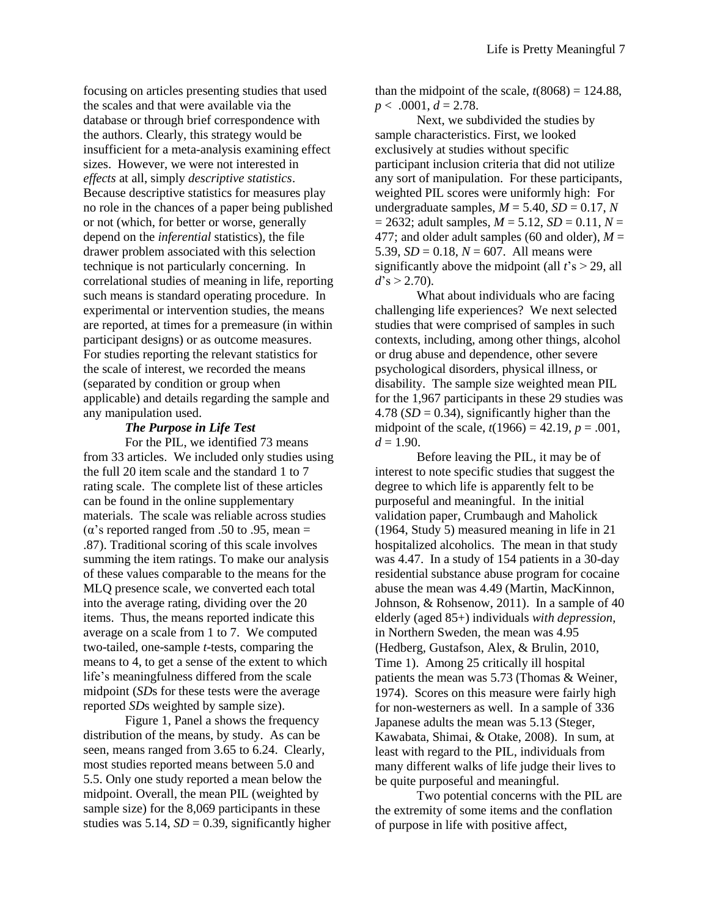focusing on articles presenting studies that used the scales and that were available via the database or through brief correspondence with the authors. Clearly, this strategy would be insufficient for a meta-analysis examining effect sizes. However, we were not interested in *effects* at all, simply *descriptive statistics*. Because descriptive statistics for measures play no role in the chances of a paper being published or not (which, for better or worse, generally depend on the *inferential* statistics), the file drawer problem associated with this selection technique is not particularly concerning. In correlational studies of meaning in life, reporting such means is standard operating procedure. In experimental or intervention studies, the means are reported, at times for a premeasure (in within participant designs) or as outcome measures. For studies reporting the relevant statistics for the scale of interest, we recorded the means (separated by condition or group when applicable) and details regarding the sample and any manipulation used.

### *The Purpose in Life Test*

For the PIL, we identified 73 means from 33 articles. We included only studies using the full 20 item scale and the standard 1 to 7 rating scale. The complete list of these articles can be found in the online supplementary materials. The scale was reliable across studies ($\alpha$'s reported ranged from .50 to .95, mean = .87). Traditional scoring of this scale involves summing the item ratings. To make our analysis of these values comparable to the means for the MLQ presence scale, we converted each total into the average rating, dividing over the 20 items. Thus, the means reported indicate this average on a scale from 1 to 7. We computed two-tailed, one-sample *t*-tests, comparing the means to 4, to get a sense of the extent to which life's meaningfulness differed from the scale midpoint (*SD*s for these tests were the average reported *SD*s weighted by sample size).

Figure 1, Panel a shows the frequency distribution of the means, by study. As can be seen, means ranged from 3.65 to 6.24. Clearly, most studies reported means between 5.0 and 5.5. Only one study reported a mean below the midpoint. Overall, the mean PIL (weighted by sample size) for the 8,069 participants in these studies was 5.14, $SD = 0.39$, significantly higher than the midpoint of the scale, $t(8068) = 124.88$, $p < .0001$, $d = 2.78$.

Next, we subdivided the studies by sample characteristics. First, we looked exclusively at studies without specific participant inclusion criteria that did not utilize any sort of manipulation. For these participants, weighted PIL scores were uniformly high: For undergraduate samples, $M = 5.40$, $SD = 0.17$, $N = 2632$; adult samples, $M = 5.12$, $SD = 0.11$, $N = 477$; and older adult samples (60 and older), $M = 5.39$, $SD = 0.18$, $N = 607$. All means were significantly above the midpoint (all $t$'s > 29, all $d$'s > 2.70).

What about individuals who are facing challenging life experiences? We next selected studies that were comprised of samples in such contexts, including, among other things, alcohol or drug abuse and dependence, other severe psychological disorders, physical illness, or disability. The sample size weighted mean PIL for the 1,967 participants in these 29 studies was 4.78 ($SD = 0.34$), significantly higher than the midpoint of the scale, $t(1966) = 42.19$, $p = .001$, $d = 1.90$.

Before leaving the PIL, it may be of interest to note specific studies that suggest the degree to which life is apparently felt to be purposeful and meaningful. In the initial validation paper, Crumbaugh and Maholick (1964, Study 5) measured meaning in life in 21 hospitalized alcoholics. The mean in that study was 4.47. In a study of 154 patients in a 30-day residential substance abuse program for cocaine abuse the mean was 4.49 (Martin, MacKinnon, Johnson, & Rohsenow, 2011). In a sample of 40 elderly (aged 85+) individuals *with depression*, in Northern Sweden, the mean was 4.95 (Hedberg, Gustafson, Alex, & Brulin, 2010, Time 1). Among 25 critically ill hospital patients the mean was 5.73 (Thomas & Weiner, 1974). Scores on this measure were fairly high for non-westerners as well. In a sample of 336 Japanese adults the mean was 5.13 (Steger, Kawabata, Shimai, & Otake, 2008). In sum, at least with regard to the PIL, individuals from many different walks of life judge their lives to be quite purposeful and meaningful.

Two potential concerns with the PIL are the extremity of some items and the conflation of purpose in life with positive affect,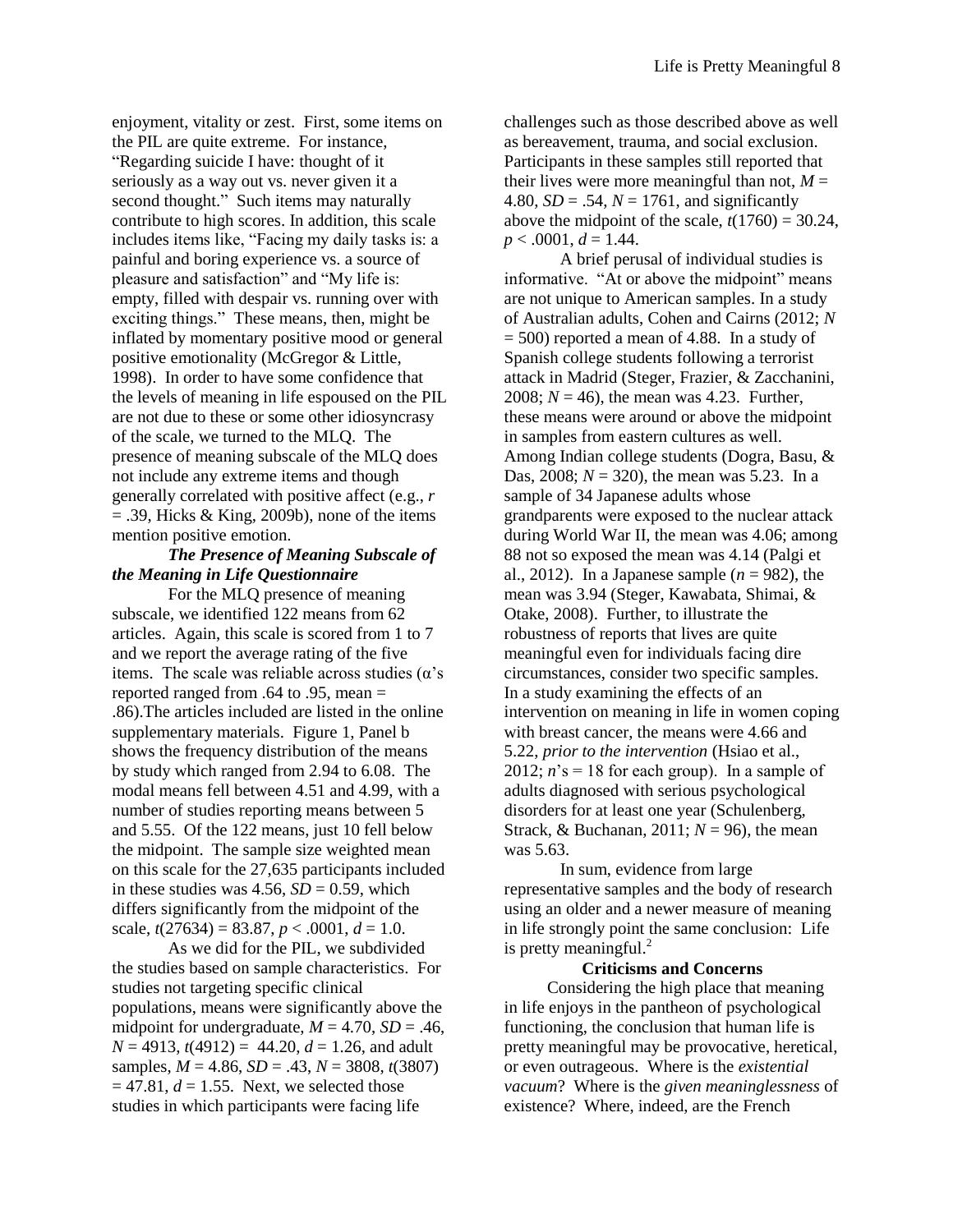enjoyment, vitality or zest. First, some items on the PIL are quite extreme. For instance, "Regarding suicide I have: thought of it seriously as a way out vs. never given it a second thought." Such items may naturally contribute to high scores. In addition, this scale includes items like, "Facing my daily tasks is: a painful and boring experience vs. a source of pleasure and satisfaction" and "My life is: empty, filled with despair vs. running over with exciting things." These means, then, might be inflated by momentary positive mood or general positive emotionality (McGregor & Little, 1998). In order to have some confidence that the levels of meaning in life espoused on the PIL are not due to these or some other idiosyncrasy of the scale, we turned to the MLQ. The presence of meaning subscale of the MLQ does not include any extreme items and though generally correlated with positive affect (e.g., $r = .39$, Hicks & King, 2009b), none of the items mention positive emotion.

### *The Presence of Meaning Subscale of the Meaning in Life Questionnaire*

For the MLQ presence of meaning subscale, we identified 122 means from 62 articles. Again, this scale is scored from 1 to 7 and we report the average rating of the five items. The scale was reliable across studies ($\alpha$'s reported ranged from .64 to .95, mean = .86).The articles included are listed in the online supplementary materials. Figure 1, Panel b shows the frequency distribution of the means by study which ranged from 2.94 to 6.08. The modal means fell between 4.51 and 4.99, with a number of studies reporting means between 5 and 5.55. Of the 122 means, just 10 fell below the midpoint. The sample size weighted mean on this scale for the 27,635 participants included in these studies was 4.56, $SD = 0.59$, which differs significantly from the midpoint of the scale, $t(27634) = 83.87$, $p < .0001$, $d = 1.0$.

As we did for the PIL, we subdivided the studies based on sample characteristics. For studies not targeting specific clinical populations, means were significantly above the midpoint for undergraduate, $M = 4.70$, $SD = .46$, $N = 4913$, $t(4912) = 44.20$, $d = 1.26$, and adult samples, $M = 4.86$, $SD = .43$, $N = 3808$, $t(3807) = 47.81$, $d = 1.55$. Next, we selected those studies in which participants were facing life challenges such as those described above as well as bereavement, trauma, and social exclusion. Participants in these samples still reported that their lives were more meaningful than not, $M = 4.80$, $SD = .54$, $N = 1761$, and significantly above the midpoint of the scale, $t(1760) = 30.24$, $p < .0001$, $d = 1.44$.

A brief perusal of individual studies is informative. "At or above the midpoint" means are not unique to American samples. In a study of Australian adults, Cohen and Cairns (2012; $N = 500$) reported a mean of 4.88. In a study of Spanish college students following a terrorist attack in Madrid (Steger, Frazier, & Zacchanini, 2008; $N = 46$), the mean was 4.23. Further, these means were around or above the midpoint in samples from eastern cultures as well. Among Indian college students (Dogra, Basu, & Das, 2008; $N = 320$), the mean was 5.23. In a sample of 34 Japanese adults whose grandparents were exposed to the nuclear attack during World War II, the mean was 4.06; among 88 not so exposed the mean was 4.14 (Palgi et al., 2012). In a Japanese sample ($n = 982$), the mean was 3.94 (Steger, Kawabata, Shimai, & Otake, 2008). Further, to illustrate the robustness of reports that lives are quite meaningful even for individuals facing dire circumstances, consider two specific samples. In a study examining the effects of an intervention on meaning in life in women coping with breast cancer, the means were 4.66 and 5.22, *prior to the intervention* (Hsiao et al., 2012; $n$'s = 18 for each group). In a sample of adults diagnosed with serious psychological disorders for at least one year (Schulenberg, Strack, & Buchanan, 2011; $N = 96$), the mean was 5.63.

In sum, evidence from large representative samples and the body of research using an older and a newer measure of meaning in life strongly point the same conclusion: Life is pretty meaningful.[2]

## Criticisms and Concerns

Considering the high place that meaning in life enjoys in the pantheon of psychological functioning, the conclusion that human life is pretty meaningful may be provocative, heretical, or even outrageous. Where is the *existential vacuum*? Where is the *given meaninglessness* of existence? Where, indeed, are the French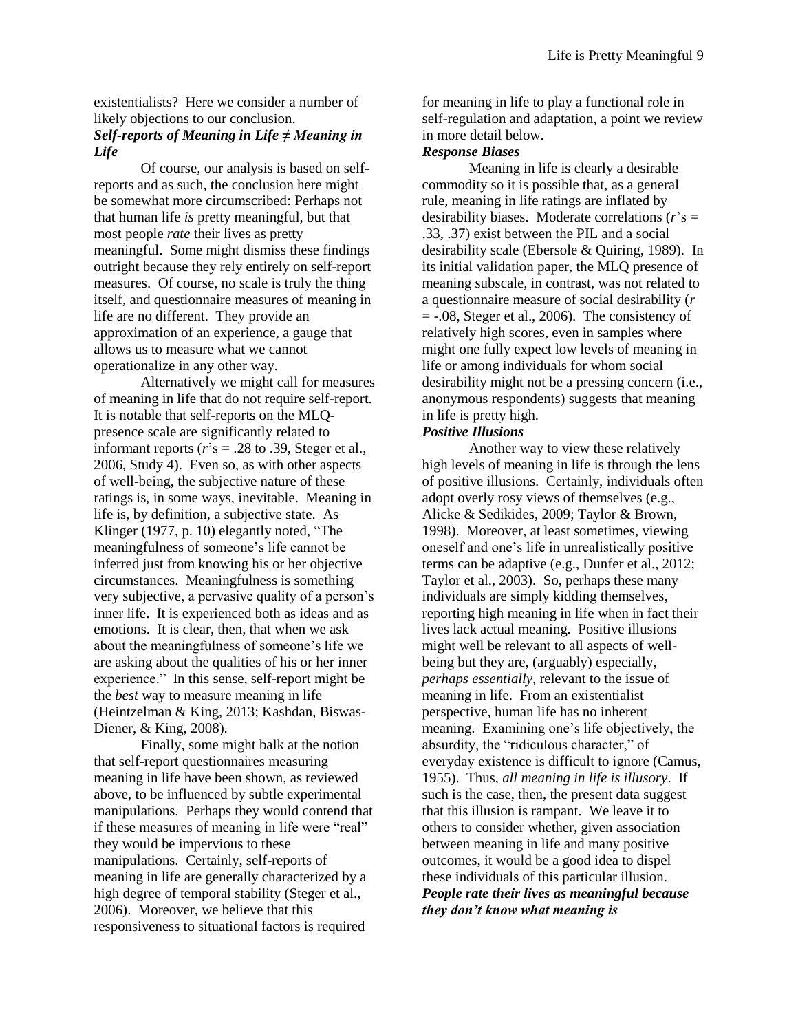existentialists? Here we consider a number of likely objections to our conclusion.

### *Self-reports of Meaning in Life ≠ Meaning in Life*

Of course, our analysis is based on self-reports and as such, the conclusion here might be somewhat more circumscribed: Perhaps not that human life *is* pretty meaningful, but that most people *rate* their lives as pretty meaningful. Some might dismiss these findings outright because they rely entirely on self-report measures. Of course, no scale is truly the thing itself, and questionnaire measures of meaning in life are no different. They provide an approximation of an experience, a gauge that allows us to measure what we cannot operationalize in any other way.

Alternatively we might call for measures of meaning in life that do not require self-report. It is notable that self-reports on the MLQ-presence scale are significantly related to informant reports ($r$'s = .28 to .39, Steger et al., 2006, Study 4). Even so, as with other aspects of well-being, the subjective nature of these ratings is, in some ways, inevitable. Meaning in life is, by definition, a subjective state. As Klinger (1977, p. 10) elegantly noted, "The meaningfulness of someone's life cannot be inferred just from knowing his or her objective circumstances. Meaningfulness is something very subjective, a pervasive quality of a person's inner life. It is experienced both as ideas and as emotions. It is clear, then, that when we ask about the meaningfulness of someone's life we are asking about the qualities of his or her inner experience." In this sense, self-report might be the *best* way to measure meaning in life (Heintzelman & King, 2013; Kashdan, Biswas-Diener, & King, 2008).

Finally, some might balk at the notion that self-report questionnaires measuring meaning in life have been shown, as reviewed above, to be influenced by subtle experimental manipulations. Perhaps they would contend that if these measures of meaning in life were "real" they would be impervious to these manipulations. Certainly, self-reports of meaning in life are generally characterized by a high degree of temporal stability (Steger et al., 2006). Moreover, we believe that this responsiveness to situational factors is required for meaning in life to play a functional role in self-regulation and adaptation, a point we review in more detail below.

### *Response Biases*

Meaning in life is clearly a desirable commodity so it is possible that, as a general rule, meaning in life ratings are inflated by desirability biases. Moderate correlations ($r$'s = .33, .37) exist between the PIL and a social desirability scale (Ebersole & Quiring, 1989). In its initial validation paper, the MLQ presence of meaning subscale, in contrast, was not related to a questionnaire measure of social desirability ($r$ = -.08, Steger et al., 2006). The consistency of relatively high scores, even in samples where might one fully expect low levels of meaning in life or among individuals for whom social desirability might not be a pressing concern (i.e., anonymous respondents) suggests that meaning in life is pretty high.

### *Positive Illusions*

Another way to view these relatively high levels of meaning in life is through the lens of positive illusions. Certainly, individuals often adopt overly rosy views of themselves (e.g., Alicke & Sedikides, 2009; Taylor & Brown, 1998). Moreover, at least sometimes, viewing oneself and one's life in unrealistically positive terms can be adaptive (e.g., Dunfer et al., 2012; Taylor et al., 2003). So, perhaps these many individuals are simply kidding themselves, reporting high meaning in life when in fact their lives lack actual meaning. Positive illusions might well be relevant to all aspects of well-being but they are, (arguably) especially, *perhaps essentially*, relevant to the issue of meaning in life. From an existentialist perspective, human life has no inherent meaning. Examining one's life objectively, the absurdity, the "ridiculous character," of everyday existence is difficult to ignore (Camus, 1955). Thus, *all meaning in life is illusory*. If such is the case, then, the present data suggest that this illusion is rampant. We leave it to others to consider whether, given association between meaning in life and many positive outcomes, it would be a good idea to dispel these individuals of this particular illusion.

### *People rate their lives as meaningful because they don't know what meaning is*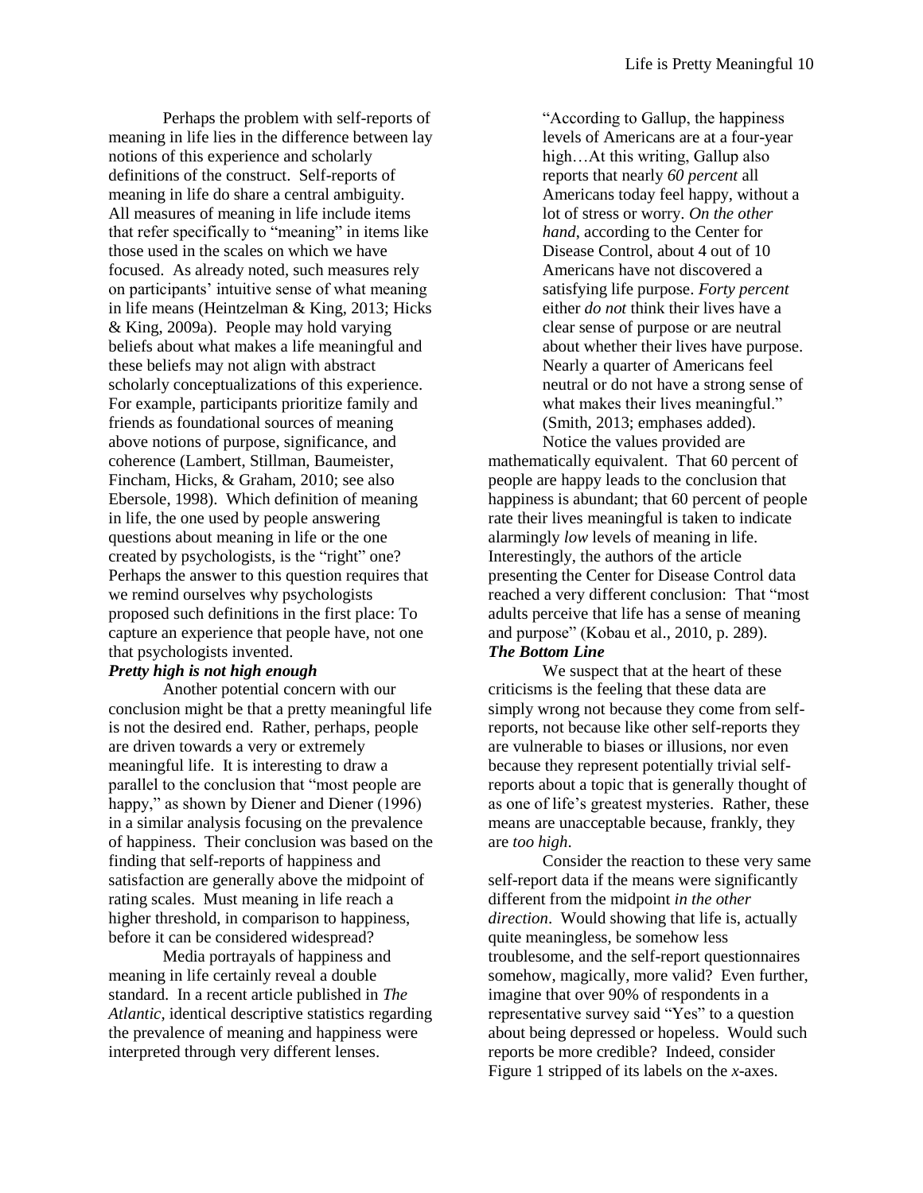Perhaps the problem with self-reports of meaning in life lies in the difference between lay notions of this experience and scholarly definitions of the construct. Self-reports of meaning in life do share a central ambiguity. All measures of meaning in life include items that refer specifically to "meaning" in items like those used in the scales on which we have focused. As already noted, such measures rely on participants' intuitive sense of what meaning in life means (Heintzelman & King, 2013; Hicks & King, 2009a). People may hold varying beliefs about what makes a life meaningful and these beliefs may not align with abstract scholarly conceptualizations of this experience. For example, participants prioritize family and friends as foundational sources of meaning above notions of purpose, significance, and coherence (Lambert, Stillman, Baumeister, Fincham, Hicks, & Graham, 2010; see also Ebersole, 1998). Which definition of meaning in life, the one used by people answering questions about meaning in life or the one created by psychologists, is the "right" one? Perhaps the answer to this question requires that we remind ourselves why psychologists proposed such definitions in the first place: To capture an experience that people have, not one that psychologists invented.

***Pretty high is not high enough***

Another potential concern with our conclusion might be that a pretty meaningful life is not the desired end. Rather, perhaps, people are driven towards a very or extremely meaningful life. It is interesting to draw a parallel to the conclusion that "most people are happy," as shown by Diener and Diener (1996) in a similar analysis focusing on the prevalence of happiness. Their conclusion was based on the finding that self-reports of happiness and satisfaction are generally above the midpoint of rating scales. Must meaning in life reach a higher threshold, in comparison to happiness, before it can be considered widespread?

Media portrayals of happiness and meaning in life certainly reveal a double standard. In a recent article published in *The Atlantic,* identical descriptive statistics regarding the prevalence of meaning and happiness were interpreted through very different lenses.

> "According to Gallup, the happiness levels of Americans are at a four-year high…At this writing, Gallup also reports that nearly *60 percent* all Americans today feel happy, without a lot of stress or worry. *On the other hand*, according to the Center for Disease Control, about 4 out of 10 Americans have not discovered a satisfying life purpose. *Forty percent* either *do not* think their lives have a clear sense of purpose or are neutral about whether their lives have purpose. Nearly a quarter of Americans feel neutral or do not have a strong sense of what makes their lives meaningful." (Smith, 2013; emphases added).

Notice the values provided are mathematically equivalent. That 60 percent of people are happy leads to the conclusion that happiness is abundant; that 60 percent of people rate their lives meaningful is taken to indicate alarmingly *low* levels of meaning in life. Interestingly, the authors of the article presenting the Center for Disease Control data reached a very different conclusion: That "most adults perceive that life has a sense of meaning and purpose" (Kobau et al., 2010, p. 289).

***The Bottom Line***

We suspect that at the heart of these criticisms is the feeling that these data are simply wrong not because they come from self-reports, not because like other self-reports they are vulnerable to biases or illusions, nor even because they represent potentially trivial self-reports about a topic that is generally thought of as one of life's greatest mysteries. Rather, these means are unacceptable because, frankly, they are *too high*.

Consider the reaction to these very same self-report data if the means were significantly different from the midpoint *in the other direction*. Would showing that life is, actually quite meaningless, be somehow less troublesome, and the self-report questionnaires somehow, magically, more valid? Even further, imagine that over 90% of respondents in a representative survey said "Yes" to a question about being depressed or hopeless. Would such reports be more credible? Indeed, consider Figure 1 stripped of its labels on the *x*-axes.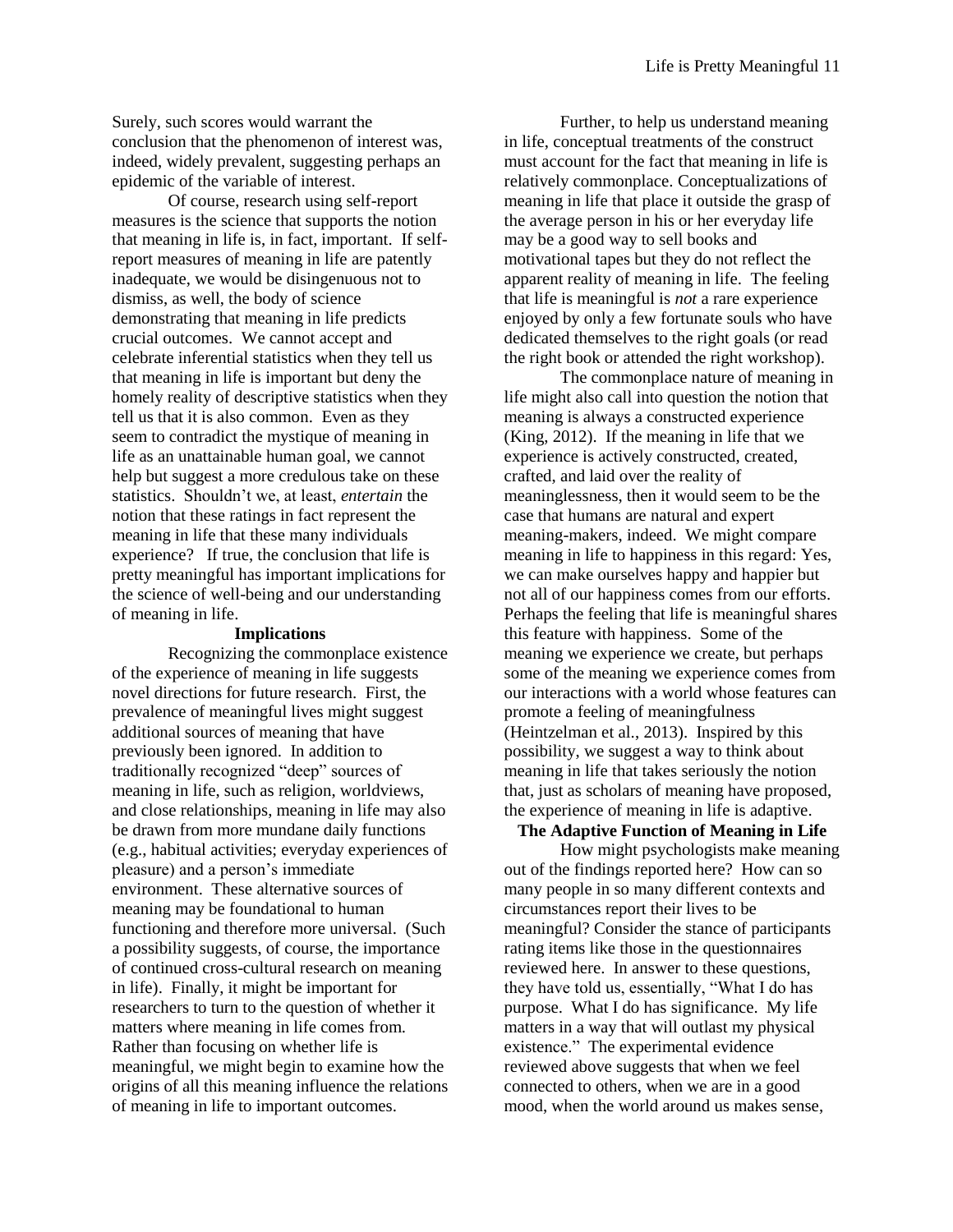Surely, such scores would warrant the conclusion that the phenomenon of interest was, indeed, widely prevalent, suggesting perhaps an epidemic of the variable of interest.

Of course, research using self-report measures is the science that supports the notion that meaning in life is, in fact, important. If self-report measures of meaning in life are patently inadequate, we would be disingenuous not to dismiss, as well, the body of science demonstrating that meaning in life predicts crucial outcomes. We cannot accept and celebrate inferential statistics when they tell us that meaning in life is important but deny the homely reality of descriptive statistics when they tell us that it is also common. Even as they seem to contradict the mystique of meaning in life as an unattainable human goal, we cannot help but suggest a more credulous take on these statistics. Shouldn't we, at least, *entertain* the notion that these ratings in fact represent the meaning in life that these many individuals experience? If true, the conclusion that life is pretty meaningful has important implications for the science of well-being and our understanding of meaning in life.

## Implications

Recognizing the commonplace existence of the experience of meaning in life suggests novel directions for future research. First, the prevalence of meaningful lives might suggest additional sources of meaning that have previously been ignored. In addition to traditionally recognized "deep" sources of meaning in life, such as religion, worldviews, and close relationships, meaning in life may also be drawn from more mundane daily functions (e.g., habitual activities; everyday experiences of pleasure) and a person's immediate environment. These alternative sources of meaning may be foundational to human functioning and therefore more universal. (Such a possibility suggests, of course, the importance of continued cross-cultural research on meaning in life). Finally, it might be important for researchers to turn to the question of whether it matters where meaning in life comes from. Rather than focusing on whether life is meaningful, we might begin to examine how the origins of all this meaning influence the relations of meaning in life to important outcomes.

Further, to help us understand meaning in life, conceptual treatments of the construct must account for the fact that meaning in life is relatively commonplace. Conceptualizations of meaning in life that place it outside the grasp of the average person in his or her everyday life may be a good way to sell books and motivational tapes but they do not reflect the apparent reality of meaning in life. The feeling that life is meaningful is *not* a rare experience enjoyed by only a few fortunate souls who have dedicated themselves to the right goals (or read the right book or attended the right workshop).

The commonplace nature of meaning in life might also call into question the notion that meaning is always a constructed experience (King, 2012). If the meaning in life that we experience is actively constructed, created, crafted, and laid over the reality of meaninglessness, then it would seem to be the case that humans are natural and expert meaning-makers, indeed. We might compare meaning in life to happiness in this regard: Yes, we can make ourselves happy and happier but not all of our happiness comes from our efforts. Perhaps the feeling that life is meaningful shares this feature with happiness. Some of the meaning we experience we create, but perhaps some of the meaning we experience comes from our interactions with a world whose features can promote a feeling of meaningfulness (Heintzelman et al., 2013). Inspired by this possibility, we suggest a way to think about meaning in life that takes seriously the notion that, just as scholars of meaning have proposed, the experience of meaning in life is adaptive.

## The Adaptive Function of Meaning in Life

How might psychologists make meaning out of the findings reported here? How can so many people in so many different contexts and circumstances report their lives to be meaningful? Consider the stance of participants rating items like those in the questionnaires reviewed here. In answer to these questions, they have told us, essentially, "What I do has purpose. What I do has significance. My life matters in a way that will outlast my physical existence." The experimental evidence reviewed above suggests that when we feel connected to others, when we are in a good mood, when the world around us makes sense,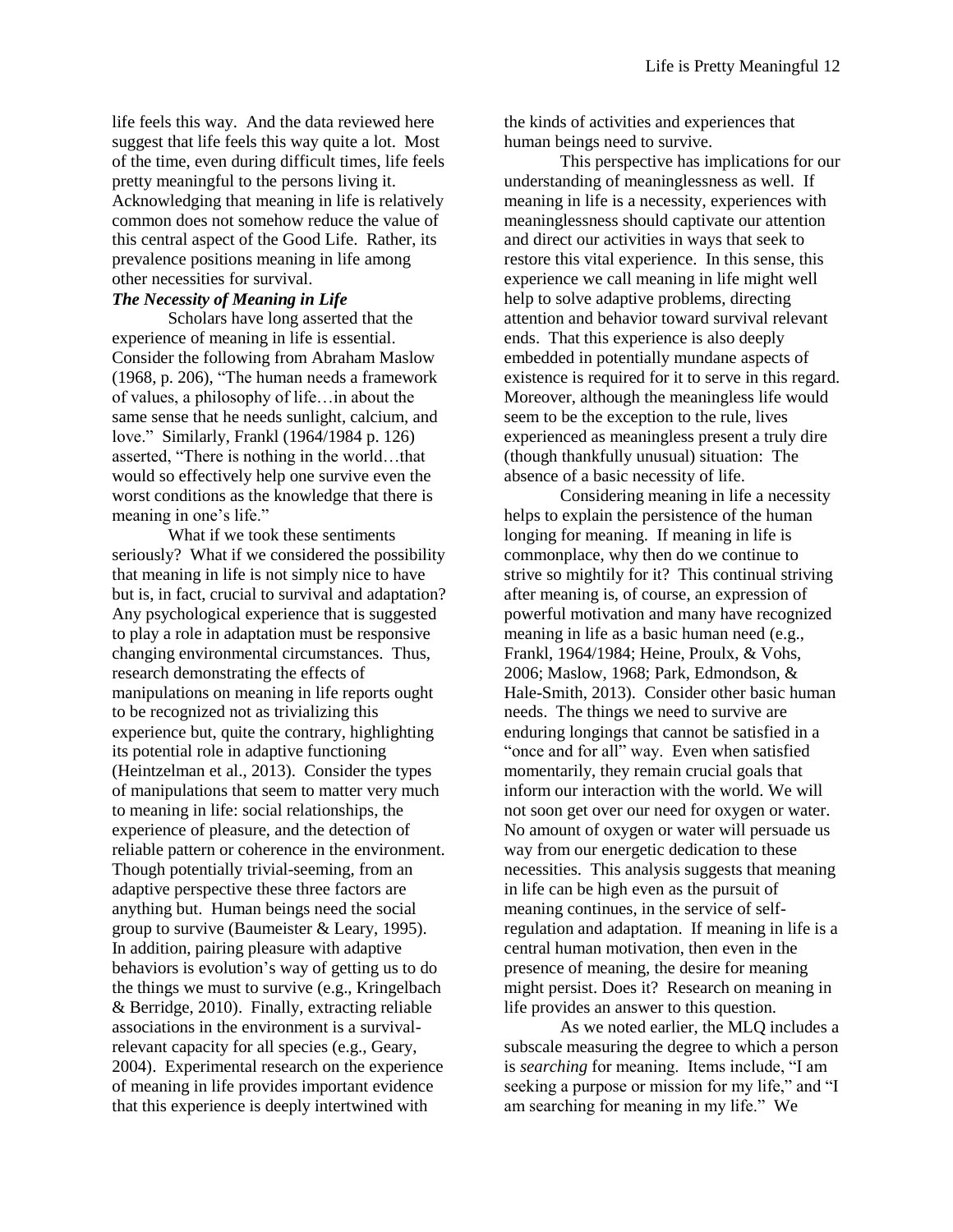life feels this way. And the data reviewed here suggest that life feels this way quite a lot. Most of the time, even during difficult times, life feels pretty meaningful to the persons living it. Acknowledging that meaning in life is relatively common does not somehow reduce the value of this central aspect of the Good Life. Rather, its prevalence positions meaning in life among other necessities for survival.

### *The Necessity of Meaning in Life*

Scholars have long asserted that the experience of meaning in life is essential. Consider the following from Abraham Maslow (1968, p. 206), "The human needs a framework of values, a philosophy of life…in about the same sense that he needs sunlight, calcium, and love." Similarly, Frankl (1964/1984 p. 126) asserted, "There is nothing in the world…that would so effectively help one survive even the worst conditions as the knowledge that there is meaning in one's life."

What if we took these sentiments seriously? What if we considered the possibility that meaning in life is not simply nice to have but is, in fact, crucial to survival and adaptation? Any psychological experience that is suggested to play a role in adaptation must be responsive changing environmental circumstances. Thus, research demonstrating the effects of manipulations on meaning in life reports ought to be recognized not as trivializing this experience but, quite the contrary, highlighting its potential role in adaptive functioning (Heintzelman et al., 2013). Consider the types of manipulations that seem to matter very much to meaning in life: social relationships, the experience of pleasure, and the detection of reliable pattern or coherence in the environment. Though potentially trivial-seeming, from an adaptive perspective these three factors are anything but. Human beings need the social group to survive (Baumeister & Leary, 1995). In addition, pairing pleasure with adaptive behaviors is evolution's way of getting us to do the things we must to survive (e.g., Kringelbach & Berridge, 2010). Finally, extracting reliable associations in the environment is a survival-relevant capacity for all species (e.g., Geary, 2004). Experimental research on the experience of meaning in life provides important evidence that this experience is deeply intertwined with the kinds of activities and experiences that human beings need to survive.

This perspective has implications for our understanding of meaninglessness as well. If meaning in life is a necessity, experiences with meaninglessness should captivate our attention and direct our activities in ways that seek to restore this vital experience. In this sense, this experience we call meaning in life might well help to solve adaptive problems, directing attention and behavior toward survival relevant ends. That this experience is also deeply embedded in potentially mundane aspects of existence is required for it to serve in this regard. Moreover, although the meaningless life would seem to be the exception to the rule, lives experienced as meaningless present a truly dire (though thankfully unusual) situation: The absence of a basic necessity of life.

Considering meaning in life a necessity helps to explain the persistence of the human longing for meaning. If meaning in life is commonplace, why then do we continue to strive so mightily for it? This continual striving after meaning is, of course, an expression of powerful motivation and many have recognized meaning in life as a basic human need (e.g., Frankl, 1964/1984; Heine, Proulx, & Vohs, 2006; Maslow, 1968; Park, Edmondson, & Hale-Smith, 2013). Consider other basic human needs. The things we need to survive are enduring longings that cannot be satisfied in a "once and for all" way. Even when satisfied momentarily, they remain crucial goals that inform our interaction with the world. We will not soon get over our need for oxygen or water. No amount of oxygen or water will persuade us way from our energetic dedication to these necessities. This analysis suggests that meaning in life can be high even as the pursuit of meaning continues, in the service of self-regulation and adaptation. If meaning in life is a central human motivation, then even in the presence of meaning, the desire for meaning might persist. Does it? Research on meaning in life provides an answer to this question.

As we noted earlier, the MLQ includes a subscale measuring the degree to which a person is *searching* for meaning. Items include, "I am seeking a purpose or mission for my life," and "I am searching for meaning in my life." We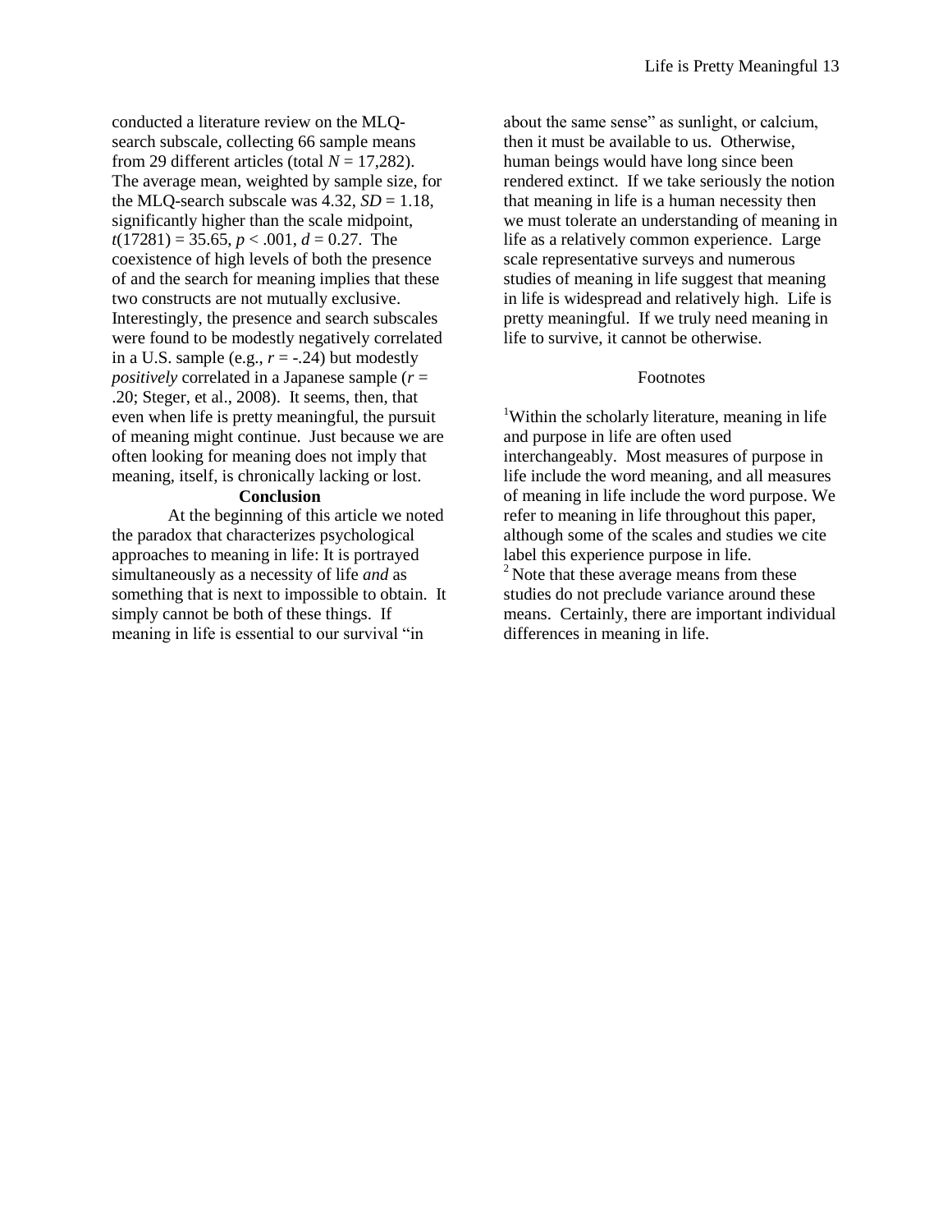conducted a literature review on the MLQ-search subscale, collecting 66 sample means from 29 different articles (total $N = 17{,}282$). The average mean, weighted by sample size, for the MLQ-search subscale was 4.32, $SD = 1.18$, significantly higher than the scale midpoint, $t(17281) = 35.65$, $p < .001$, $d = 0.27$. The coexistence of high levels of both the presence of and the search for meaning implies that these two constructs are not mutually exclusive. Interestingly, the presence and search subscales were found to be modestly negatively correlated in a U.S. sample (e.g., $r = -.24$) but modestly *positively* correlated in a Japanese sample ($r = .20$; Steger, et al., 2008). It seems, then, that even when life is pretty meaningful, the pursuit of meaning might continue. Just because we are often looking for meaning does not imply that meaning, itself, is chronically lacking or lost.

## Conclusion

At the beginning of this article we noted the paradox that characterizes psychological approaches to meaning in life: It is portrayed simultaneously as a necessity of life *and* as something that is next to impossible to obtain. It simply cannot be both of these things. If meaning in life is essential to our survival "in about the same sense" as sunlight, or calcium, then it must be available to us. Otherwise, human beings would have long since been rendered extinct. If we take seriously the notion that meaning in life is a human necessity then we must tolerate an understanding of meaning in life as a relatively common experience. Large scale representative surveys and numerous studies of meaning in life suggest that meaning in life is widespread and relatively high. Life is pretty meaningful. If we truly need meaning in life to survive, it cannot be otherwise.

## Footnotes

[1]Within the scholarly literature, meaning in life and purpose in life are often used interchangeably. Most measures of purpose in life include the word meaning, and all measures of meaning in life include the word purpose. We refer to meaning in life throughout this paper, although some of the scales and studies we cite label this experience purpose in life.

[2] Note that these average means from these studies do not preclude variance around these means. Certainly, there are important individual differences in meaning in life.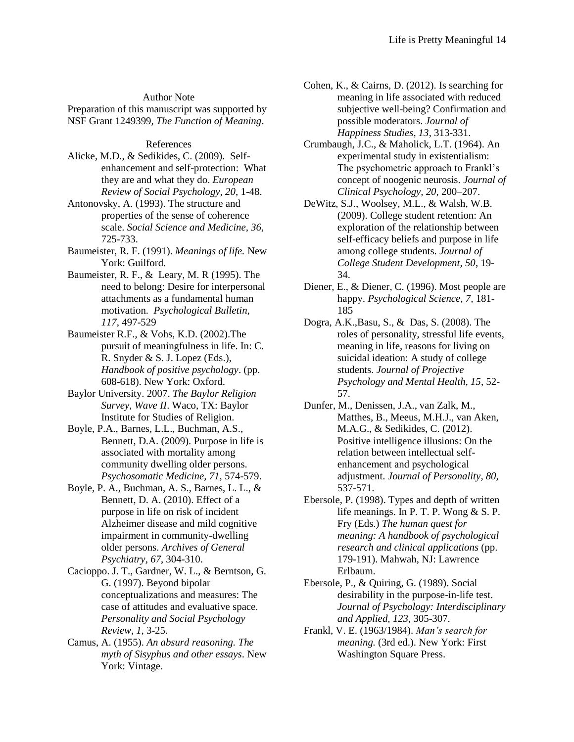## Author Note

Preparation of this manuscript was supported by NSF Grant 1249399, *The Function of Meaning*.

## References

Alicke, M.D., & Sedikides, C. (2009). Self-enhancement and self-protection: What they are and what they do. *European Review of Social Psychology, 20*, 1-48.

Antonovsky, A. (1993). The structure and properties of the sense of coherence scale. *Social Science and Medicine, 36*, 725-733.

Baumeister, R. F. (1991). *Meanings of life.* New York: Guilford.

Baumeister, R. F., & Leary, M. R (1995). The need to belong: Desire for interpersonal attachments as a fundamental human motivation. *Psychological Bulletin, 117*, 497-529

Baumeister R.F., & Vohs, K.D. (2002).The pursuit of meaningfulness in life. In: C. R. Snyder & S. J. Lopez (Eds.), *Handbook of positive psychology*. (pp. 608-618). New York: Oxford.

Baylor University. 2007. *The Baylor Religion Survey, Wave II*. Waco, TX: Baylor Institute for Studies of Religion.

Boyle, P.A., Barnes, L.L., Buchman, A.S., Bennett, D.A. (2009). Purpose in life is associated with mortality among community dwelling older persons. *Psychosomatic Medicine, 71*, 574-579.

Boyle, P. A., Buchman, A. S., Barnes, L. L., & Bennett, D. A. (2010). Effect of a purpose in life on risk of incident Alzheimer disease and mild cognitive impairment in community-dwelling older persons. *Archives of General Psychiatry, 67*, 304-310.

Cacioppo. J. T., Gardner, W. L., & Berntson, G. G. (1997). Beyond bipolar conceptualizations and measures: The case of attitudes and evaluative space. *Personality and Social Psychology Review, 1*, 3-25.

Camus, A. (1955). *An absurd reasoning. The myth of Sisyphus and other essays*. New York: Vintage.

Cohen, K., & Cairns, D. (2012). Is searching for meaning in life associated with reduced subjective well-being? Confirmation and possible moderators. *Journal of Happiness Studies, 13*, 313-331.

Crumbaugh, J.C., & Maholick, L.T. (1964). An experimental study in existentialism: The psychometric approach to Frankl's concept of noogenic neurosis. *Journal of Clinical Psychology, 20*, 200–207.

DeWitz, S.J., Woolsey, M.L., & Walsh, W.B. (2009). College student retention: An exploration of the relationship between self-efficacy beliefs and purpose in life among college students. *Journal of College Student Development, 50*, 19-34.

Diener, E., & Diener, C. (1996). Most people are happy. *Psychological Science, 7*, 181-185

Dogra, A.K.,Basu, S., & Das, S. (2008). The roles of personality, stressful life events, meaning in life, reasons for living on suicidal ideation: A study of college students. *Journal of Projective Psychology and Mental Health, 15*, 52-57.

Dunfer, M., Denissen, J.A., van Zalk, M., Matthes, B., Meeus, M.H.J., van Aken, M.A.G., & Sedikides, C. (2012). Positive intelligence illusions: On the relation between intellectual self-enhancement and psychological adjustment. *Journal of Personality, 80*, 537-571.

Ebersole, P. (1998). Types and depth of written life meanings. In P. T. P. Wong & S. P. Fry (Eds.) *The human quest for meaning: A handbook of psychological research and clinical applications* (pp. 179-191). Mahwah, NJ: Lawrence Erlbaum.

Ebersole, P., & Quiring, G. (1989). Social desirability in the purpose-in-life test. *Journal of Psychology: Interdisciplinary and Applied, 123*, 305-307.

Frankl, V. E. (1963/1984). *Man's search for meaning.* (3rd ed.). New York: First Washington Square Press.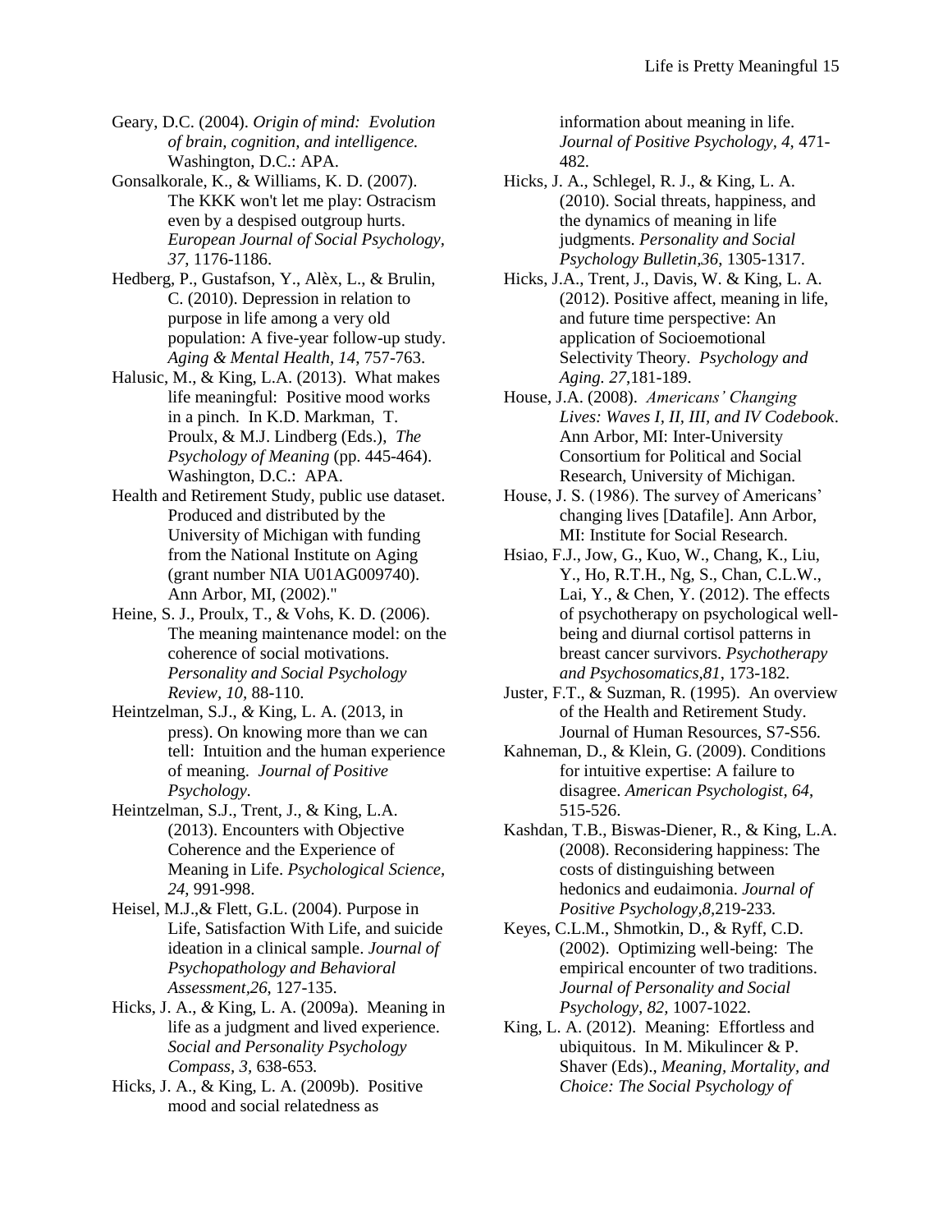Geary, D.C. (2004). *Origin of mind: Evolution of brain, cognition, and intelligence.* Washington, D.C.: APA.

Gonsalkorale, K., & Williams, K. D. (2007). The KKK won't let me play: Ostracism even by a despised outgroup hurts. *European Journal of Social Psychology, 37*, 1176-1186.

Hedberg, P., Gustafson, Y., Alèx, L., & Brulin, C. (2010). Depression in relation to purpose in life among a very old population: A five-year follow-up study. *Aging & Mental Health, 14*, 757-763.

Halusic, M., & King, L.A. (2013). What makes life meaningful: Positive mood works in a pinch. In K.D. Markman, T. Proulx, & M.J. Lindberg (Eds.), *The Psychology of Meaning* (pp. 445-464). Washington, D.C.: APA.

Health and Retirement Study, public use dataset. Produced and distributed by the University of Michigan with funding from the National Institute on Aging (grant number NIA U01AG009740). Ann Arbor, MI, (2002)."

Heine, S. J., Proulx, T., & Vohs, K. D. (2006). The meaning maintenance model: on the coherence of social motivations. *Personality and Social Psychology Review, 10*, 88-110.

Heintzelman, S.J., *&* King, L. A. (2013, in press). On knowing more than we can tell: Intuition and the human experience of meaning. *Journal of Positive Psychology*.

Heintzelman, S.J., Trent, J., & King, L.A. (2013). Encounters with Objective Coherence and the Experience of Meaning in Life. *Psychological Science, 24*, 991-998.

Heisel, M.J.,& Flett, G.L. (2004). Purpose in Life, Satisfaction With Life, and suicide ideation in a clinical sample. *Journal of Psychopathology and Behavioral Assessment,26*, 127-135.

Hicks, J. A., *&* King, L. A. (2009a). Meaning in life as a judgment and lived experience. *Social and Personality Psychology Compass*, *3*, 638-653*.*

Hicks, J. A., & King, L. A. (2009b). Positive mood and social relatedness as information about meaning in life. *Journal of Positive Psychology*, *4*, 471-482*.*

Hicks, J. A., Schlegel, R. J., & King, L. A. (2010). Social threats, happiness, and the dynamics of meaning in life judgments. *Personality and Social Psychology Bulletin,36*, 1305-1317.

Hicks, J.A., Trent, J., Davis, W. & King, L. A. (2012). Positive affect, meaning in life, and future time perspective: An application of Socioemotional Selectivity Theory. *Psychology and Aging. 27*,181-189.

House, J.A. (2008). *Americans' Changing Lives: Waves I, II, III, and IV Codebook*. Ann Arbor, MI: Inter-University Consortium for Political and Social Research, University of Michigan.

House, J. S. (1986). The survey of Americans' changing lives [Datafile]. Ann Arbor, MI: Institute for Social Research.

Hsiao, F.J., Jow, G., Kuo, W., Chang, K., Liu, Y., Ho, R.T.H., Ng, S., Chan, C.L.W., Lai, Y., & Chen, Y. (2012). The effects of psychotherapy on psychological well-being and diurnal cortisol patterns in breast cancer survivors. *Psychotherapy and Psychosomatics,81*, 173-182.

Juster, F.T., & Suzman, R. (1995). An overview of the Health and Retirement Study. Journal of Human Resources, S7-S56.

Kahneman, D., & Klein, G. (2009). Conditions for intuitive expertise: A failure to disagree. *American Psychologist, 64*, 515-526.

Kashdan, T.B., Biswas-Diener, R., & King, L.A. (2008). Reconsidering happiness: The costs of distinguishing between hedonics and eudaimonia. *Journal of Positive Psychology,8,*219-233*.*

Keyes, C.L.M., Shmotkin, D., & Ryff, C.D. (2002). Optimizing well-being: The empirical encounter of two traditions. *Journal of Personality and Social Psychology*, *82*, 1007-1022.

King, L. A. (2012). Meaning: Effortless and ubiquitous. In M. Mikulincer & P. Shaver (Eds)., *Meaning, Mortality, and Choice: The Social Psychology of*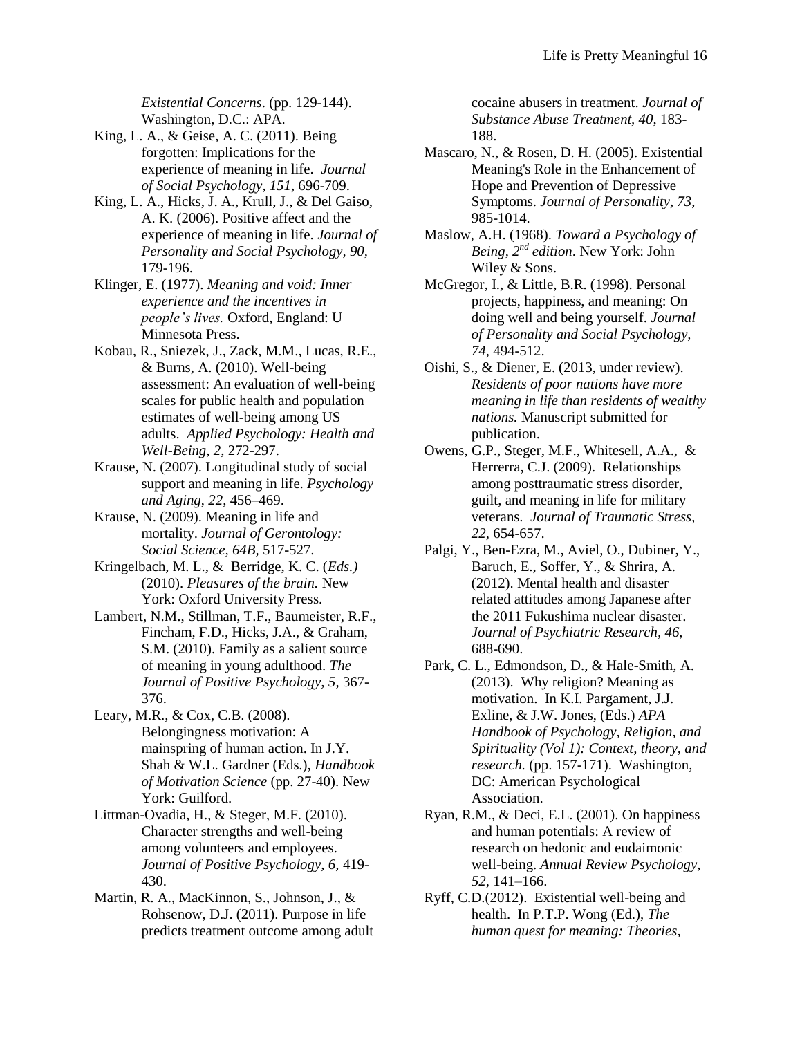*Existential Concerns*. (pp. 129-144). Washington, D.C.: APA.

King, L. A., & Geise, A. C. (2011). Being forgotten: Implications for the experience of meaning in life. *Journal of Social Psychology, 151*, 696-709.

King, L. A., Hicks, J. A., Krull, J., & Del Gaiso, A. K. (2006). Positive affect and the experience of meaning in life. *Journal of Personality and Social Psychology, 90,* 179-196.

Klinger, E. (1977). *Meaning and void: Inner experience and the incentives in people's lives.* Oxford, England: U Minnesota Press.

Kobau, R., Sniezek, J., Zack, M.M., Lucas, R.E., & Burns, A. (2010). Well-being assessment: An evaluation of well-being scales for public health and population estimates of well-being among US adults. *Applied Psychology: Health and Well-Being, 2,* 272-297.

Krause, N. (2007). Longitudinal study of social support and meaning in life. *Psychology and Aging, 22*, 456–469.

Krause, N. (2009). Meaning in life and mortality. *Journal of Gerontology: Social Science, 64B*, 517-527.

Kringelbach, M. L., & Berridge, K. C. (*Eds.)* (2010). *Pleasures of the brain.* New York: Oxford University Press.

Lambert, N.M., Stillman, T.F., Baumeister, R.F., Fincham, F.D., Hicks, J.A., & Graham, S.M. (2010). Family as a salient source of meaning in young adulthood. *The Journal of Positive Psychology, 5*, 367-376.

Leary, M.R., & Cox, C.B. (2008). Belongingness motivation: A mainspring of human action. In J.Y. Shah & W.L. Gardner (Eds.), *Handbook of Motivation Science* (pp. 27-40). New York: Guilford.

Littman-Ovadia, H., & Steger, M.F. (2010). Character strengths and well-being among volunteers and employees. *Journal of Positive Psychology, 6,* 419-430.

Martin, R. A., MacKinnon, S., Johnson, J., & Rohsenow, D.J. (2011). Purpose in life predicts treatment outcome among adult cocaine abusers in treatment. *Journal of Substance Abuse Treatment, 40*, 183-188.

Mascaro, N., & Rosen, D. H. (2005). Existential Meaning's Role in the Enhancement of Hope and Prevention of Depressive Symptoms. *Journal of Personality, 73,* 985-1014.

Maslow, A.H. (1968). *Toward a Psychology of Being, 2nd edition*. New York: John Wiley & Sons.

McGregor, I., & Little, B.R. (1998). Personal projects, happiness, and meaning: On doing well and being yourself. *Journal of Personality and Social Psychology, 74*, 494-512.

Oishi, S., & Diener, E. (2013, under review). *Residents of poor nations have more meaning in life than residents of wealthy nations.* Manuscript submitted for publication.

Owens, G.P., Steger, M.F., Whitesell, A.A., & Herrerra, C.J. (2009). Relationships among posttraumatic stress disorder, guilt, and meaning in life for military veterans. *Journal of Traumatic Stress, 22*, 654-657.

Palgi, Y., Ben-Ezra, M., Aviel, O., Dubiner, Y., Baruch, E., Soffer, Y., & Shrira, A. (2012). Mental health and disaster related attitudes among Japanese after the 2011 Fukushima nuclear disaster. *Journal of Psychiatric Research, 46*, 688-690.

Park, C. L., Edmondson, D., & Hale-Smith, A. (2013). Why religion? Meaning as motivation. In K.I. Pargament, J.J. Exline, & J.W. Jones, (Eds.) *APA Handbook of Psychology, Religion, and Spirituality (Vol 1): Context, theory, and research.* (pp. 157-171). Washington, DC: American Psychological Association.

Ryan, R.M., & Deci, E.L. (2001). On happiness and human potentials: A review of research on hedonic and eudaimonic well-being. *Annual Review Psychology, 52*, 141–166.

Ryff, C.D.(2012). Existential well-being and health. In P.T.P. Wong (Ed.), *The human quest for meaning: Theories,*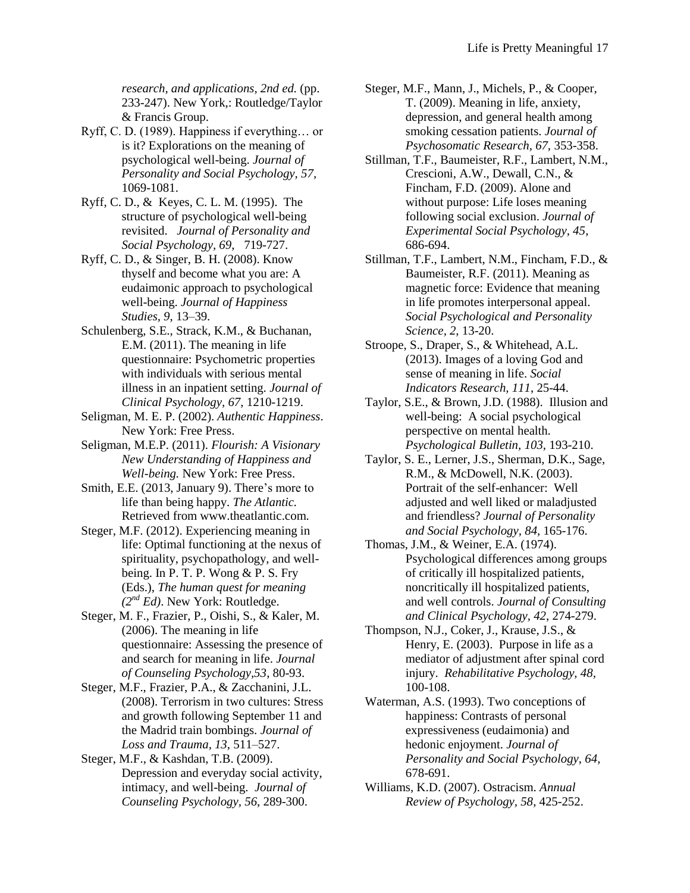*research, and applications, 2nd ed.* (pp. 233-247). New York,: Routledge/Taylor & Francis Group.

Ryff, C. D. (1989). Happiness if everything… or is it? Explorations on the meaning of psychological well-being. *Journal of Personality and Social Psychology, 57*, 1069-1081.

Ryff, C. D., & Keyes, C. L. M. (1995). The structure of psychological well-being revisited. *Journal of Personality and Social Psychology, 69*, 719-727.

Ryff, C. D., & Singer, B. H. (2008). Know thyself and become what you are: A eudaimonic approach to psychological well-being. *Journal of Happiness Studies, 9*, 13–39.

Schulenberg, S.E., Strack, K.M., & Buchanan, E.M. (2011). The meaning in life questionnaire: Psychometric properties with individuals with serious mental illness in an inpatient setting. *Journal of Clinical Psychology, 67*, 1210-1219.

Seligman, M. E. P. (2002). *Authentic Happiness*. New York: Free Press.

Seligman, M.E.P. (2011). *Flourish: A Visionary New Understanding of Happiness and Well-being.* New York: Free Press.

Smith, E.E. (2013, January 9). There's more to life than being happy. *The Atlantic.* Retrieved from www.theatlantic.com.

Steger, M.F. (2012). Experiencing meaning in life: Optimal functioning at the nexus of spirituality, psychopathology, and well-being. In P. T. P. Wong & P. S. Fry (Eds.), *The human quest for meaning (2nd Ed)*. New York: Routledge.

Steger, M. F., Frazier, P., Oishi, S., & Kaler, M. (2006). The meaning in life questionnaire: Assessing the presence of and search for meaning in life. *Journal of Counseling Psychology,53*, 80-93.

Steger, M.F., Frazier, P.A., & Zacchanini, J.L. (2008). Terrorism in two cultures: Stress and growth following September 11 and the Madrid train bombings. *Journal of Loss and Trauma, 13*, 511–527.

Steger, M.F., & Kashdan, T.B. (2009). Depression and everyday social activity, intimacy, and well-being. *Journal of Counseling Psychology, 56*, 289-300.

Steger, M.F., Mann, J., Michels, P., & Cooper, T. (2009). Meaning in life, anxiety, depression, and general health among smoking cessation patients. *Journal of Psychosomatic Research, 67*, 353-358.

Stillman, T.F., Baumeister, R.F., Lambert, N.M., Crescioni, A.W., Dewall, C.N., & Fincham, F.D. (2009). Alone and without purpose: Life loses meaning following social exclusion. *Journal of Experimental Social Psychology, 45*, 686-694.

Stillman, T.F., Lambert, N.M., Fincham, F.D., & Baumeister, R.F. (2011). Meaning as magnetic force: Evidence that meaning in life promotes interpersonal appeal. *Social Psychological and Personality Science, 2*, 13-20.

Stroope, S., Draper, S., & Whitehead, A.L. (2013). Images of a loving God and sense of meaning in life. *Social Indicators Research, 111*, 25-44.

Taylor, S.E., & Brown, J.D. (1988). Illusion and well-being: A social psychological perspective on mental health. *Psychological Bulletin, 103*, 193-210.

Taylor, S. E., Lerner, J.S., Sherman, D.K., Sage, R.M., & McDowell, N.K. (2003). Portrait of the self-enhancer: Well adjusted and well liked or maladjusted and friendless? *Journal of Personality and Social Psychology, 84*, 165-176.

Thomas, J.M., & Weiner, E.A. (1974). Psychological differences among groups of critically ill hospitalized patients, noncritically ill hospitalized patients, and well controls. *Journal of Consulting and Clinical Psychology, 42*, 274-279.

Thompson, N.J., Coker, J., Krause, J.S., & Henry, E. (2003). Purpose in life as a mediator of adjustment after spinal cord injury. *Rehabilitative Psychology, 48*, 100-108.

Waterman, A.S. (1993). Two conceptions of happiness: Contrasts of personal expressiveness (eudaimonia) and hedonic enjoyment. *Journal of Personality and Social Psychology, 64*, 678-691.

Williams, K.D. (2007). Ostracism. *Annual Review of Psychology, 58*, 425-252.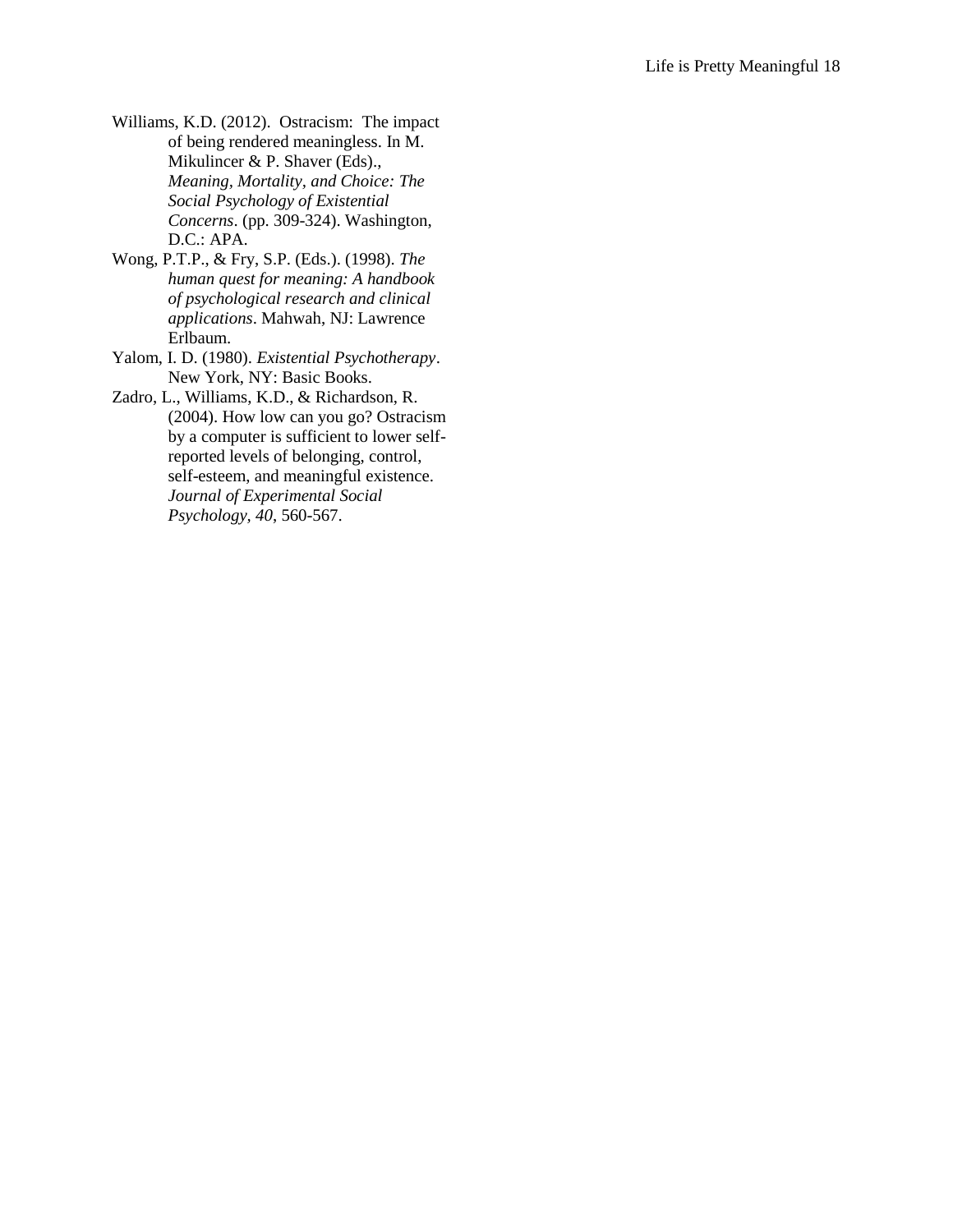Williams, K.D. (2012). Ostracism: The impact of being rendered meaningless. In M. Mikulincer & P. Shaver (Eds)., *Meaning, Mortality, and Choice: The Social Psychology of Existential Concerns*. (pp. 309-324). Washington, D.C.: APA.

Wong, P.T.P., & Fry, S.P. (Eds.). (1998). *The human quest for meaning: A handbook of psychological research and clinical applications*. Mahwah, NJ: Lawrence Erlbaum.

Yalom, I. D. (1980). *Existential Psychotherapy*. New York, NY: Basic Books.

Zadro, L., Williams, K.D., & Richardson, R. (2004). How low can you go? Ostracism by a computer is sufficient to lower self-reported levels of belonging, control, self-esteem, and meaningful existence. *Journal of Experimental Social Psychology, 40*, 560-567.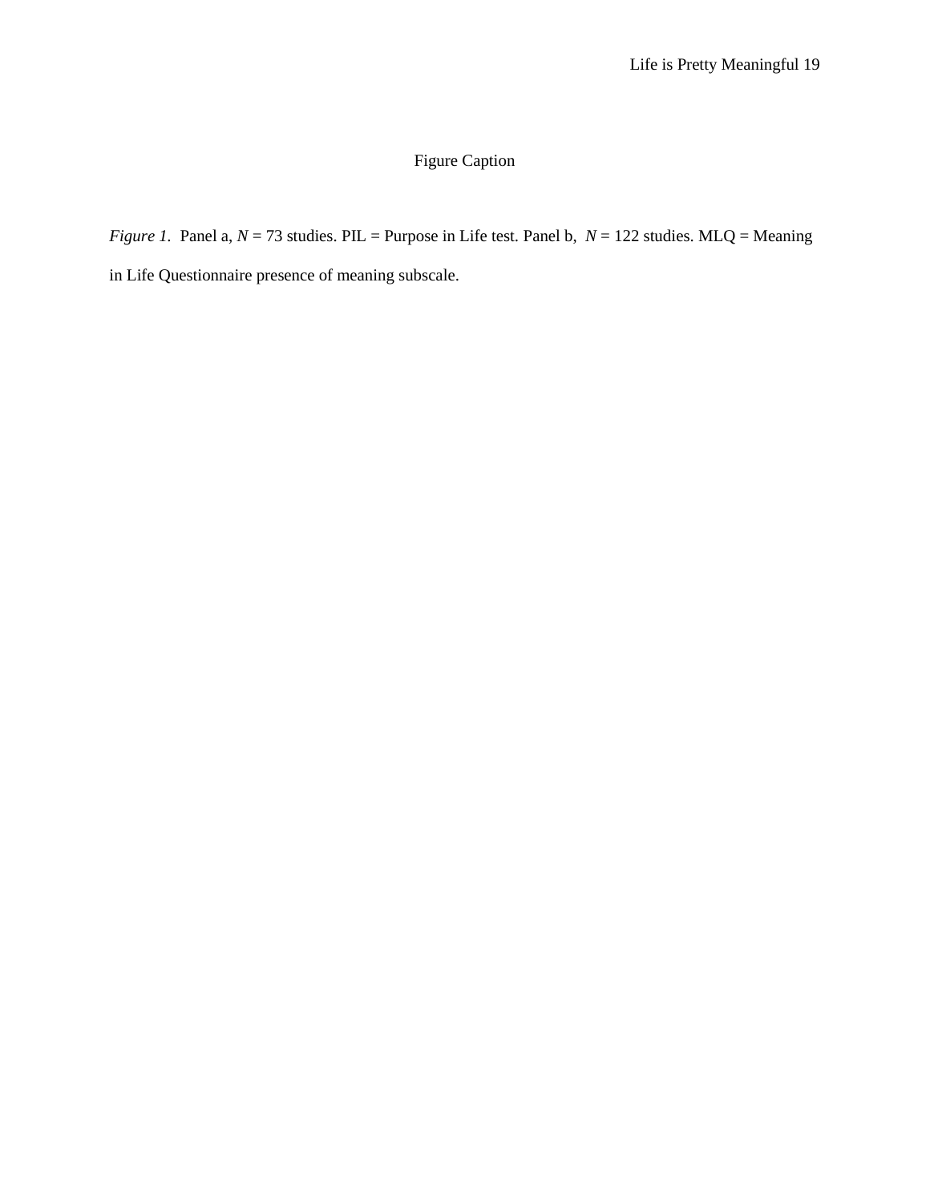# Figure Caption

*Figure 1*. Panel a, *N* = 73 studies. PIL = Purpose in Life test. Panel b, *N* = 122 studies. MLQ = Meaning in Life Questionnaire presence of meaning subscale.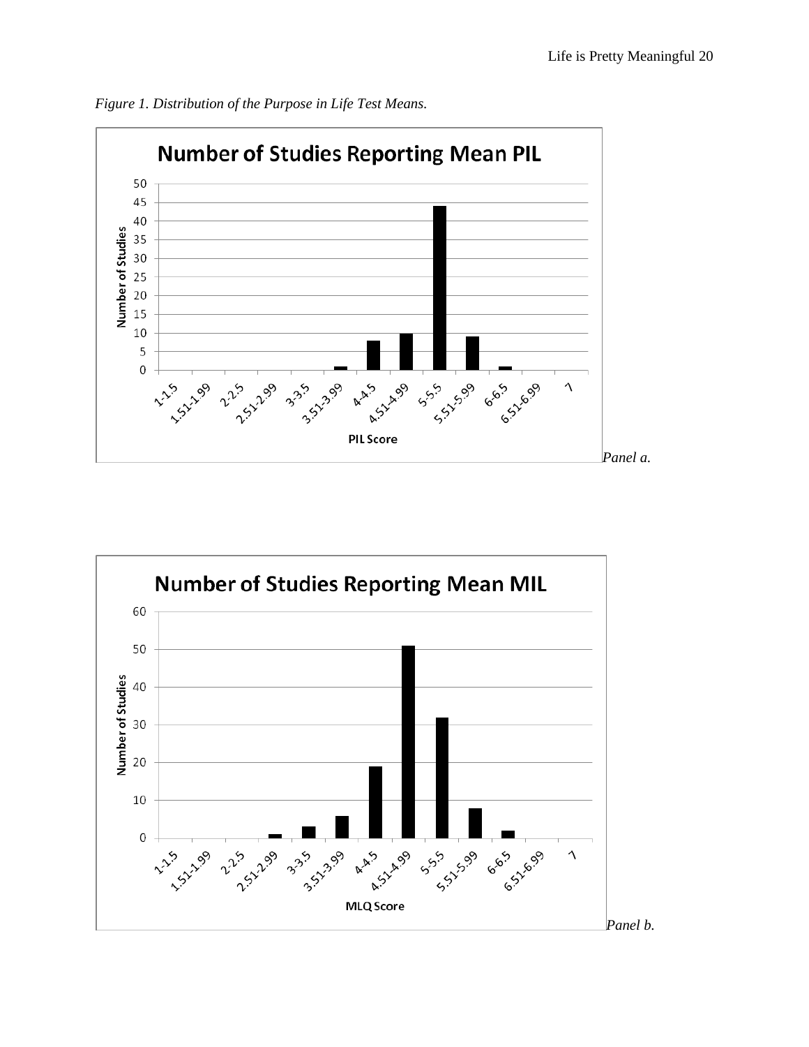*Figure 1. Distribution of the Purpose in Life Test Means.*

**Number of Studies Reporting Mean PIL**

| PIL Score | Number of Studies |
|---|---|
| 1-1.5 | 0 |
| 1.51-1.99 | 0 |
| 2-2.5 | 0 |
| 2.51-2.99 | 0 |
| 3-3.5 | 0 |
| 3.51-3.99 | 1 |
| 4-4.5 | 8 |
| 4.51-4.99 | 10 |
| 5-5.5 | 44 |
| 5.51-5.99 | 9 |
| 6-6.5 | 1 |
| 6.51-6.99 | 0 |
| 7 | 0 |

*Panel a.*

**Number of Studies Reporting Mean MIL**

| MLQ Score | Number of Studies |
|---|---|
| 1-1.5 | 0 |
| 1.51-1.99 | 0 |
| 2-2.5 | 0 |
| 2.51-2.99 | 1 |
| 3-3.5 | 3 |
| 3.51-3.99 | 6 |
| 4-4.5 | 19 |
| 4.51-4.99 | 51 |
| 5-5.5 | 32 |
| 5.51-5.99 | 8 |
| 6-6.5 | 2 |
| 6.51-6.99 | 0 |
| 7 | 0 |

*Panel b.*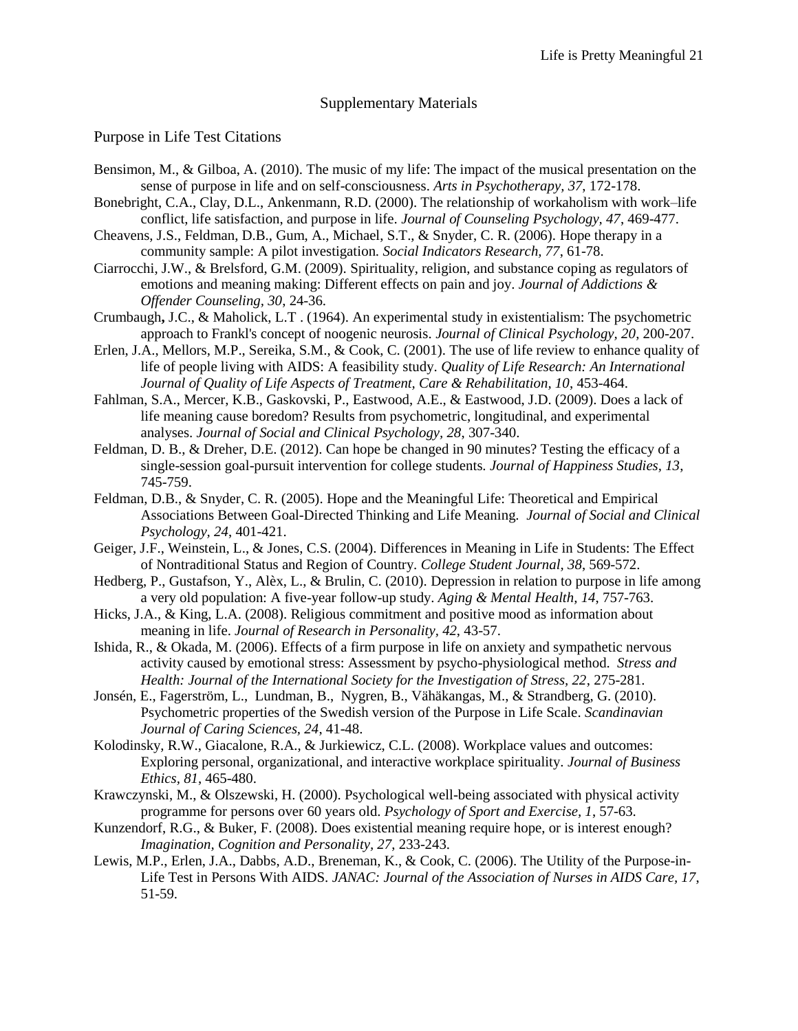# Supplementary Materials

## Purpose in Life Test Citations

Bensimon, M., & Gilboa, A. (2010). The music of my life: The impact of the musical presentation on the sense of purpose in life and on self-consciousness. *Arts in Psychotherapy, 37*, 172-178.

Bonebright, C.A., Clay, D.L., Ankenmann, R.D. (2000). The relationship of workaholism with work–life conflict, life satisfaction, and purpose in life. *Journal of Counseling Psychology, 47*, 469-477.

Cheavens, J.S., Feldman, D.B., Gum, A., Michael, S.T., & Snyder, C. R. (2006). Hope therapy in a community sample: A pilot investigation. *Social Indicators Research, 77*, 61-78.

Ciarrocchi, J.W., & Brelsford, G.M. (2009). Spirituality, religion, and substance coping as regulators of emotions and meaning making: Different effects on pain and joy. *Journal of Addictions & Offender Counseling, 30*, 24-36.

Crumbaugh**,** J.C., & Maholick, L.T . (1964). An experimental study in existentialism: The psychometric approach to Frankl's concept of noogenic neurosis. *Journal of Clinical Psychology, 20*, 200-207.

Erlen, J.A., Mellors, M.P., Sereika, S.M., & Cook, C. (2001). The use of life review to enhance quality of life of people living with AIDS: A feasibility study. *Quality of Life Research: An International Journal of Quality of Life Aspects of Treatment, Care & Rehabilitation, 10*, 453-464.

Fahlman, S.A., Mercer, K.B., Gaskovski, P., Eastwood, A.E., & Eastwood, J.D. (2009). Does a lack of life meaning cause boredom? Results from psychometric, longitudinal, and experimental analyses. *Journal of Social and Clinical Psychology, 28*, 307-340.

Feldman, D. B., & Dreher, D.E. (2012). Can hope be changed in 90 minutes? Testing the efficacy of a single-session goal-pursuit intervention for college students. *Journal of Happiness Studies, 13*, 745-759.

Feldman, D.B., & Snyder, C. R. (2005). Hope and the Meaningful Life: Theoretical and Empirical Associations Between Goal-Directed Thinking and Life Meaning. *Journal of Social and Clinical Psychology, 24*, 401-421.

Geiger, J.F., Weinstein, L., & Jones, C.S. (2004). Differences in Meaning in Life in Students: The Effect of Nontraditional Status and Region of Country. *College Student Journal, 38*, 569-572.

Hedberg, P., Gustafson, Y., Alèx, L., & Brulin, C. (2010). Depression in relation to purpose in life among a very old population: A five-year follow-up study. *Aging & Mental Health, 14*, 757-763.

Hicks, J.A., & King, L.A. (2008). Religious commitment and positive mood as information about meaning in life. *Journal of Research in Personality, 42*, 43-57.

Ishida, R., & Okada, M. (2006). Effects of a firm purpose in life on anxiety and sympathetic nervous activity caused by emotional stress: Assessment by psycho-physiological method. *Stress and Health: Journal of the International Society for the Investigation of Stress, 22*, 275-281.

Jonsén, E., Fagerström, L., Lundman, B., Nygren, B., Vähäkangas, M., & Strandberg, G. (2010). Psychometric properties of the Swedish version of the Purpose in Life Scale. *Scandinavian Journal of Caring Sciences, 24*, 41-48.

Kolodinsky, R.W., Giacalone, R.A., & Jurkiewicz, C.L. (2008). Workplace values and outcomes: Exploring personal, organizational, and interactive workplace spirituality. *Journal of Business Ethics, 81*, 465-480.

Krawczynski, M., & Olszewski, H. (2000). Psychological well-being associated with physical activity programme for persons over 60 years old. *Psychology of Sport and Exercise, 1*, 57-63.

Kunzendorf, R.G., & Buker, F. (2008). Does existential meaning require hope, or is interest enough? *Imagination, Cognition and Personality, 27*, 233-243.

Lewis, M.P., Erlen, J.A., Dabbs, A.D., Breneman, K., & Cook, C. (2006). The Utility of the Purpose-in-Life Test in Persons With AIDS. *JANAC: Journal of the Association of Nurses in AIDS Care, 17*, 51-59.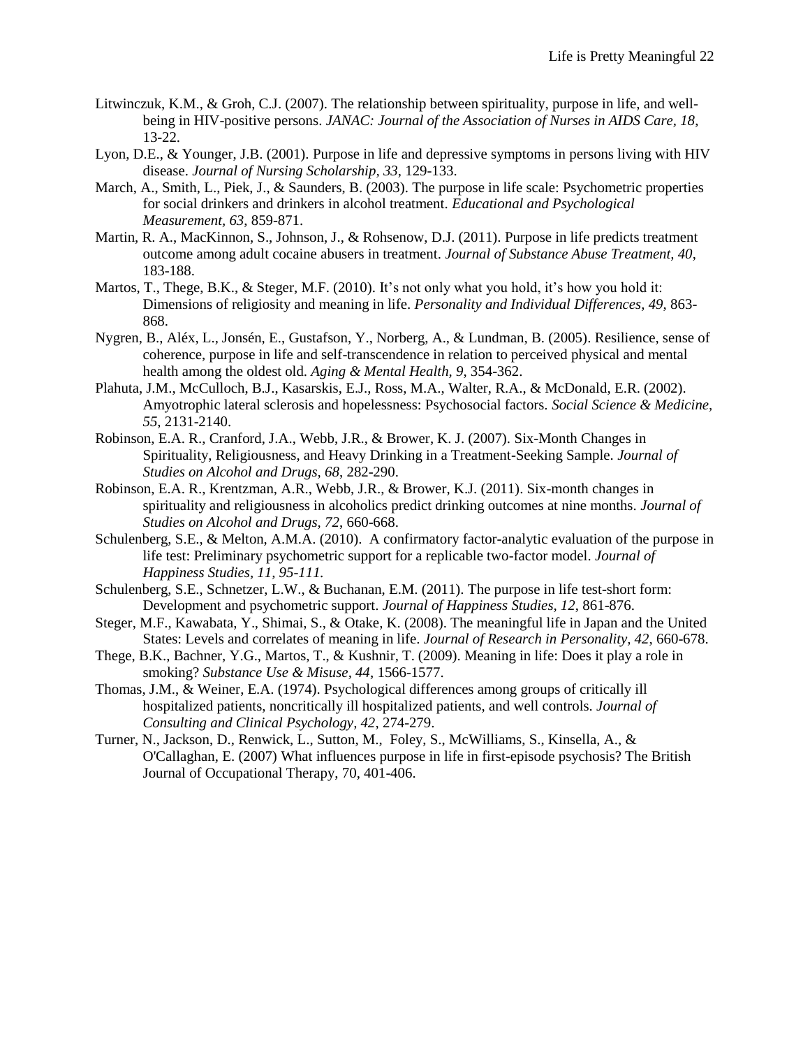Litwinczuk, K.M., & Groh, C.J. (2007). The relationship between spirituality, purpose in life, and well-being in HIV-positive persons. *JANAC: Journal of the Association of Nurses in AIDS Care, 18*, 13-22.

Lyon, D.E., & Younger, J.B. (2001). Purpose in life and depressive symptoms in persons living with HIV disease. *Journal of Nursing Scholarship, 33*, 129-133.

March, A., Smith, L., Piek, J., & Saunders, B. (2003). The purpose in life scale: Psychometric properties for social drinkers and drinkers in alcohol treatment. *Educational and Psychological Measurement, 63*, 859-871.

Martin, R. A., MacKinnon, S., Johnson, J., & Rohsenow, D.J. (2011). Purpose in life predicts treatment outcome among adult cocaine abusers in treatment. *Journal of Substance Abuse Treatment, 40*, 183-188.

Martos, T., Thege, B.K., & Steger, M.F. (2010). It's not only what you hold, it's how you hold it: Dimensions of religiosity and meaning in life. *Personality and Individual Differences, 49*, 863-868.

Nygren, B., Aléx, L., Jonsén, E., Gustafson, Y., Norberg, A., & Lundman, B. (2005). Resilience, sense of coherence, purpose in life and self-transcendence in relation to perceived physical and mental health among the oldest old. *Aging & Mental Health, 9*, 354-362.

Plahuta, J.M., McCulloch, B.J., Kasarskis, E.J., Ross, M.A., Walter, R.A., & McDonald, E.R. (2002). Amyotrophic lateral sclerosis and hopelessness: Psychosocial factors. *Social Science & Medicine, 55*, 2131-2140.

Robinson, E.A. R., Cranford, J.A., Webb, J.R., & Brower, K. J. (2007). Six-Month Changes in Spirituality, Religiousness, and Heavy Drinking in a Treatment-Seeking Sample. *Journal of Studies on Alcohol and Drugs, 68*, 282-290.

Robinson, E.A. R., Krentzman, A.R., Webb, J.R., & Brower, K.J. (2011). Six-month changes in spirituality and religiousness in alcoholics predict drinking outcomes at nine months. *Journal of Studies on Alcohol and Drugs, 72*, 660-668.

Schulenberg, S.E., & Melton, A.M.A. (2010). A confirmatory factor-analytic evaluation of the purpose in life test: Preliminary psychometric support for a replicable two-factor model. *Journal of Happiness Studies, 11, 95-111.*

Schulenberg, S.E., Schnetzer, L.W., & Buchanan, E.M. (2011). The purpose in life test-short form: Development and psychometric support. *Journal of Happiness Studies, 12*, 861-876.

Steger, M.F., Kawabata, Y., Shimai, S., & Otake, K. (2008). The meaningful life in Japan and the United States: Levels and correlates of meaning in life. *Journal of Research in Personality, 42*, 660-678.

Thege, B.K., Bachner, Y.G., Martos, T., & Kushnir, T. (2009). Meaning in life: Does it play a role in smoking? *Substance Use & Misuse, 44*, 1566-1577.

Thomas, J.M., & Weiner, E.A. (1974). Psychological differences among groups of critically ill hospitalized patients, noncritically ill hospitalized patients, and well controls. *Journal of Consulting and Clinical Psychology, 42*, 274-279.

Turner, N., Jackson, D., Renwick, L., Sutton, M., Foley, S., McWilliams, S., Kinsella, A., & O'Callaghan, E. (2007) What influences purpose in life in first-episode psychosis? The British Journal of Occupational Therapy, 70, 401-406.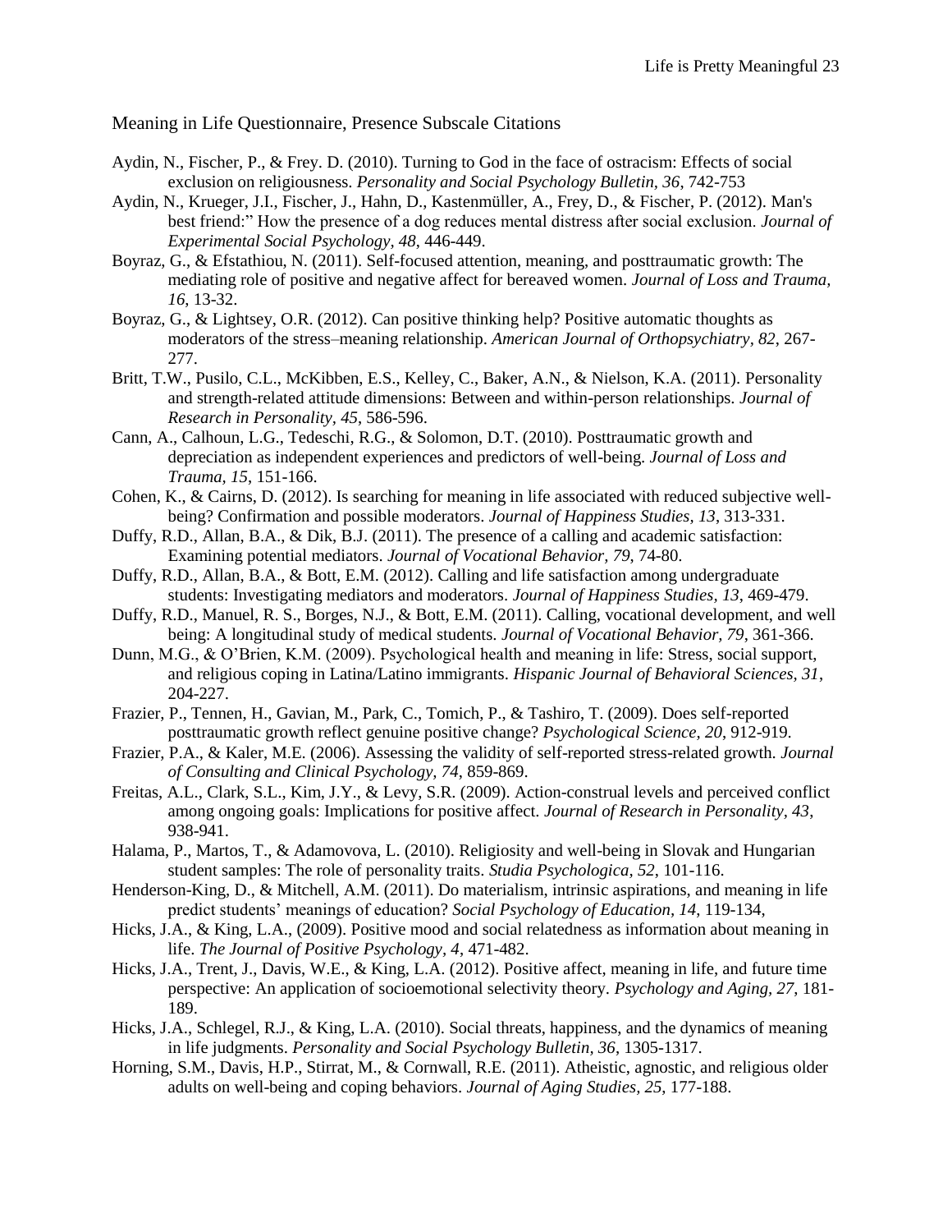Meaning in Life Questionnaire, Presence Subscale Citations

Aydin, N., Fischer, P., & Frey. D. (2010). Turning to God in the face of ostracism: Effects of social exclusion on religiousness. *Personality and Social Psychology Bulletin, 36*, 742-753

Aydin, N., Krueger, J.I., Fischer, J., Hahn, D., Kastenmüller, A., Frey, D., & Fischer, P. (2012). Man's best friend:" How the presence of a dog reduces mental distress after social exclusion. *Journal of Experimental Social Psychology, 48*, 446-449.

Boyraz, G., & Efstathiou, N. (2011). Self-focused attention, meaning, and posttraumatic growth: The mediating role of positive and negative affect for bereaved women. *Journal of Loss and Trauma, 16*, 13-32.

Boyraz, G., & Lightsey, O.R. (2012). Can positive thinking help? Positive automatic thoughts as moderators of the stress–meaning relationship. *American Journal of Orthopsychiatry, 82*, 267-277.

Britt, T.W., Pusilo, C.L., McKibben, E.S., Kelley, C., Baker, A.N., & Nielson, K.A. (2011). Personality and strength-related attitude dimensions: Between and within-person relationships. *Journal of Research in Personality, 45*, 586-596.

Cann, A., Calhoun, L.G., Tedeschi, R.G., & Solomon, D.T. (2010). Posttraumatic growth and depreciation as independent experiences and predictors of well-being. *Journal of Loss and Trauma, 15*, 151-166.

Cohen, K., & Cairns, D. (2012). Is searching for meaning in life associated with reduced subjective well-being? Confirmation and possible moderators. *Journal of Happiness Studies, 13*, 313-331.

Duffy, R.D., Allan, B.A., & Dik, B.J. (2011). The presence of a calling and academic satisfaction: Examining potential mediators. *Journal of Vocational Behavior, 79*, 74-80.

Duffy, R.D., Allan, B.A., & Bott, E.M. (2012). Calling and life satisfaction among undergraduate students: Investigating mediators and moderators. *Journal of Happiness Studies, 13*, 469-479.

Duffy, R.D., Manuel, R. S., Borges, N.J., & Bott, E.M. (2011). Calling, vocational development, and well being: A longitudinal study of medical students. *Journal of Vocational Behavior, 79*, 361-366.

Dunn, M.G., & O'Brien, K.M. (2009). Psychological health and meaning in life: Stress, social support, and religious coping in Latina/Latino immigrants. *Hispanic Journal of Behavioral Sciences, 31*, 204-227.

Frazier, P., Tennen, H., Gavian, M., Park, C., Tomich, P., & Tashiro, T. (2009). Does self-reported posttraumatic growth reflect genuine positive change? *Psychological Science, 20*, 912-919.

Frazier, P.A., & Kaler, M.E. (2006). Assessing the validity of self-reported stress-related growth. *Journal of Consulting and Clinical Psychology, 74*, 859-869.

Freitas, A.L., Clark, S.L., Kim, J.Y., & Levy, S.R. (2009). Action-construal levels and perceived conflict among ongoing goals: Implications for positive affect. *Journal of Research in Personality, 43*, 938-941.

Halama, P., Martos, T., & Adamovova, L. (2010). Religiosity and well-being in Slovak and Hungarian student samples: The role of personality traits. *Studia Psychologica, 52*, 101-116.

Henderson-King, D., & Mitchell, A.M. (2011). Do materialism, intrinsic aspirations, and meaning in life predict students' meanings of education? *Social Psychology of Education, 14*, 119-134,

Hicks, J.A., & King, L.A., (2009). Positive mood and social relatedness as information about meaning in life. *The Journal of Positive Psychology, 4*, 471-482.

Hicks, J.A., Trent, J., Davis, W.E., & King, L.A. (2012). Positive affect, meaning in life, and future time perspective: An application of socioemotional selectivity theory. *Psychology and Aging, 27*, 181-189.

Hicks, J.A., Schlegel, R.J., & King, L.A. (2010). Social threats, happiness, and the dynamics of meaning in life judgments. *Personality and Social Psychology Bulletin, 36*, 1305-1317.

Horning, S.M., Davis, H.P., Stirrat, M., & Cornwall, R.E. (2011). Atheistic, agnostic, and religious older adults on well-being and coping behaviors. *Journal of Aging Studies, 25*, 177-188.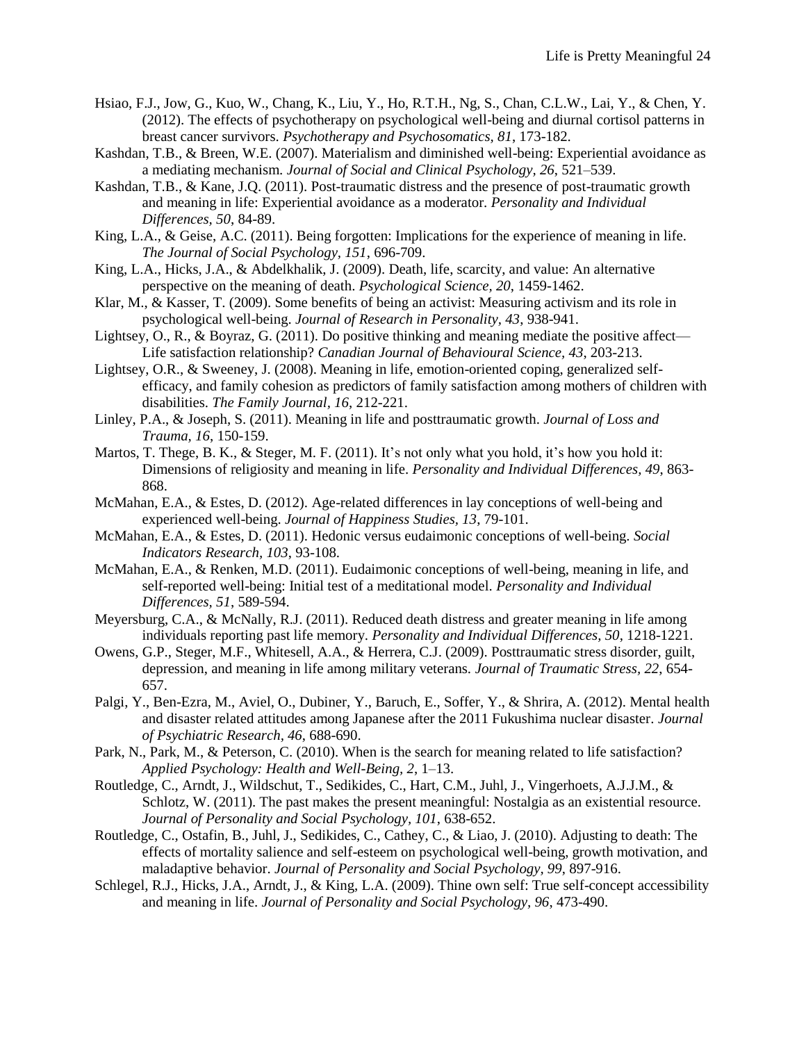Hsiao, F.J., Jow, G., Kuo, W., Chang, K., Liu, Y., Ho, R.T.H., Ng, S., Chan, C.L.W., Lai, Y., & Chen, Y. (2012). The effects of psychotherapy on psychological well-being and diurnal cortisol patterns in breast cancer survivors. *Psychotherapy and Psychosomatics, 81*, 173-182.

Kashdan, T.B., & Breen, W.E. (2007). Materialism and diminished well-being: Experiential avoidance as a mediating mechanism. *Journal of Social and Clinical Psychology, 26*, 521–539.

Kashdan, T.B., & Kane, J.Q. (2011). Post-traumatic distress and the presence of post-traumatic growth and meaning in life: Experiential avoidance as a moderator. *Personality and Individual Differences, 50*, 84-89.

King, L.A., & Geise, A.C. (2011). Being forgotten: Implications for the experience of meaning in life. *The Journal of Social Psychology, 151*, 696-709.

King, L.A., Hicks, J.A., & Abdelkhalik, J. (2009). Death, life, scarcity, and value: An alternative perspective on the meaning of death. *Psychological Science, 20*, 1459-1462.

Klar, M., & Kasser, T. (2009). Some benefits of being an activist: Measuring activism and its role in psychological well-being. *Journal of Research in Personality, 43*, 938-941.

Lightsey, O., R., & Boyraz, G. (2011). Do positive thinking and meaning mediate the positive affect—Life satisfaction relationship? *Canadian Journal of Behavioural Science, 43*, 203-213.

Lightsey, O.R., & Sweeney, J. (2008). Meaning in life, emotion-oriented coping, generalized self-efficacy, and family cohesion as predictors of family satisfaction among mothers of children with disabilities. *The Family Journal, 16*, 212-221.

Linley, P.A., & Joseph, S. (2011). Meaning in life and posttraumatic growth. *Journal of Loss and Trauma, 16*, 150-159.

Martos, T. Thege, B. K., & Steger, M. F. (2011). It's not only what you hold, it's how you hold it: Dimensions of religiosity and meaning in life. *Personality and Individual Differences, 49*, 863-868.

McMahan, E.A., & Estes, D. (2012). Age-related differences in lay conceptions of well-being and experienced well-being. *Journal of Happiness Studies, 13*, 79-101.

McMahan, E.A., & Estes, D. (2011). Hedonic versus eudaimonic conceptions of well-being. *Social Indicators Research, 103*, 93-108.

McMahan, E.A., & Renken, M.D. (2011). Eudaimonic conceptions of well-being, meaning in life, and self-reported well-being: Initial test of a meditational model. *Personality and Individual Differences, 51*, 589-594.

Meyersburg, C.A., & McNally, R.J. (2011). Reduced death distress and greater meaning in life among individuals reporting past life memory. *Personality and Individual Differences, 50*, 1218-1221.

Owens, G.P., Steger, M.F., Whitesell, A.A., & Herrera, C.J. (2009). Posttraumatic stress disorder, guilt, depression, and meaning in life among military veterans. *Journal of Traumatic Stress, 22*, 654-657.

Palgi, Y., Ben-Ezra, M., Aviel, O., Dubiner, Y., Baruch, E., Soffer, Y., & Shrira, A. (2012). Mental health and disaster related attitudes among Japanese after the 2011 Fukushima nuclear disaster. *Journal of Psychiatric Research, 46*, 688-690.

Park, N., Park, M., & Peterson, C. (2010). When is the search for meaning related to life satisfaction? *Applied Psychology: Health and Well-Being, 2*, 1–13.

Routledge, C., Arndt, J., Wildschut, T., Sedikides, C., Hart, C.M., Juhl, J., Vingerhoets, A.J.J.M., & Schlotz, W. (2011). The past makes the present meaningful: Nostalgia as an existential resource. *Journal of Personality and Social Psychology, 101*, 638-652.

Routledge, C., Ostafin, B., Juhl, J., Sedikides, C., Cathey, C., & Liao, J. (2010). Adjusting to death: The effects of mortality salience and self-esteem on psychological well-being, growth motivation, and maladaptive behavior. *Journal of Personality and Social Psychology, 99*, 897-916.

Schlegel, R.J., Hicks, J.A., Arndt, J., & King, L.A. (2009). Thine own self: True self-concept accessibility and meaning in life. *Journal of Personality and Social Psychology, 96*, 473-490.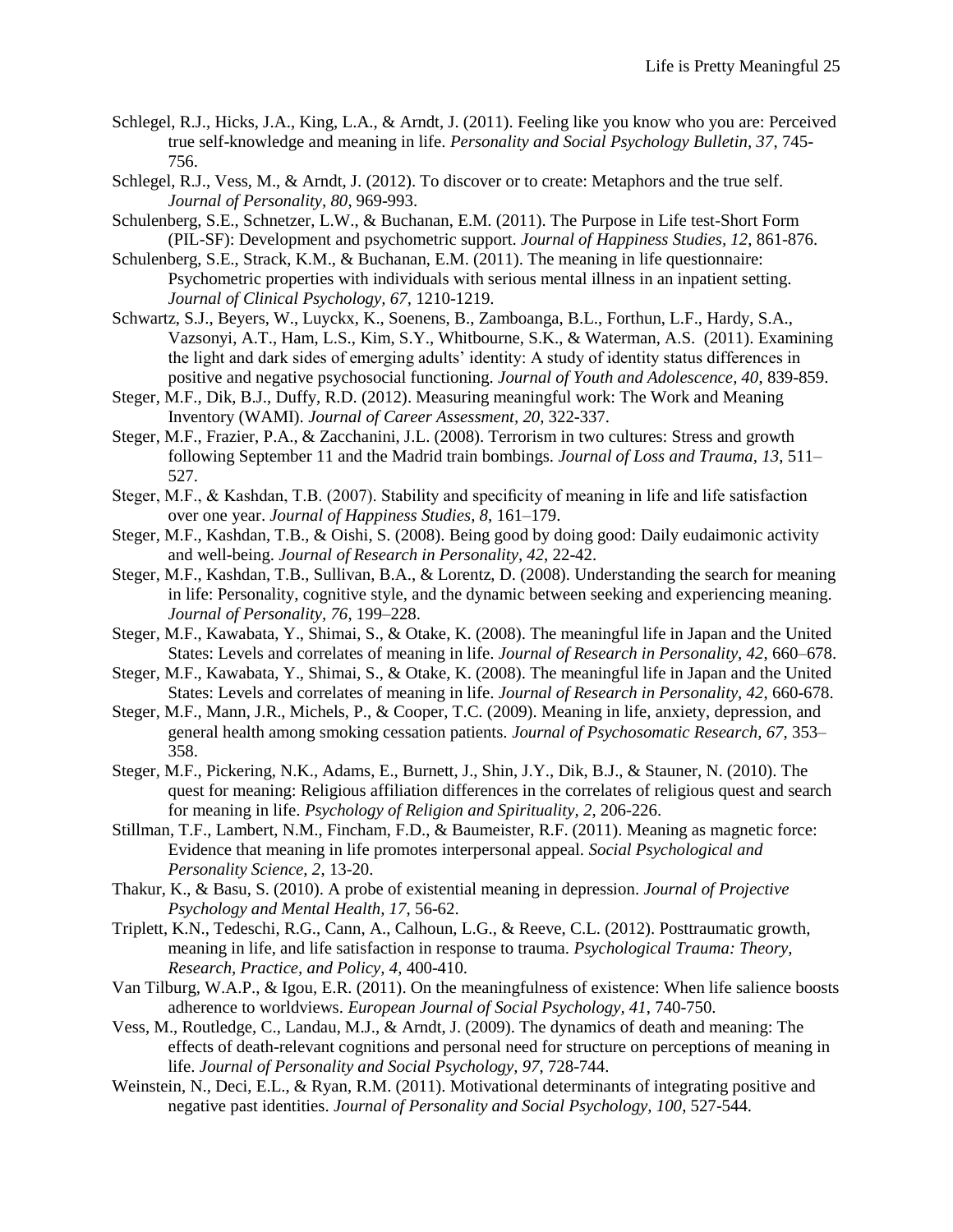Schlegel, R.J., Hicks, J.A., King, L.A., & Arndt, J. (2011). Feeling like you know who you are: Perceived true self-knowledge and meaning in life. *Personality and Social Psychology Bulletin, 37*, 745-756.

Schlegel, R.J., Vess, M., & Arndt, J. (2012). To discover or to create: Metaphors and the true self. *Journal of Personality, 80*, 969-993.

Schulenberg, S.E., Schnetzer, L.W., & Buchanan, E.M. (2011). The Purpose in Life test-Short Form (PIL-SF): Development and psychometric support. *Journal of Happiness Studies, 12*, 861-876.

Schulenberg, S.E., Strack, K.M., & Buchanan, E.M. (2011). The meaning in life questionnaire: Psychometric properties with individuals with serious mental illness in an inpatient setting. *Journal of Clinical Psychology, 67*, 1210-1219.

Schwartz, S.J., Beyers, W., Luyckx, K., Soenens, B., Zamboanga, B.L., Forthun, L.F., Hardy, S.A., Vazsonyi, A.T., Ham, L.S., Kim, S.Y., Whitbourne, S.K., & Waterman, A.S. (2011). Examining the light and dark sides of emerging adults' identity: A study of identity status differences in positive and negative psychosocial functioning. *Journal of Youth and Adolescence, 40*, 839-859.

Steger, M.F., Dik, B.J., Duffy, R.D. (2012). Measuring meaningful work: The Work and Meaning Inventory (WAMI). *Journal of Career Assessment, 20*, 322-337.

Steger, M.F., Frazier, P.A., & Zacchanini, J.L. (2008). Terrorism in two cultures: Stress and growth following September 11 and the Madrid train bombings. *Journal of Loss and Trauma, 13*, 511–527.

Steger, M.F., & Kashdan, T.B. (2007). Stability and specificity of meaning in life and life satisfaction over one year. *Journal of Happiness Studies, 8*, 161–179.

Steger, M.F., Kashdan, T.B., & Oishi, S. (2008). Being good by doing good: Daily eudaimonic activity and well-being. *Journal of Research in Personality, 42*, 22-42.

Steger, M.F., Kashdan, T.B., Sullivan, B.A., & Lorentz, D. (2008). Understanding the search for meaning in life: Personality, cognitive style, and the dynamic between seeking and experiencing meaning. *Journal of Personality, 76*, 199–228.

Steger, M.F., Kawabata, Y., Shimai, S., & Otake, K. (2008). The meaningful life in Japan and the United States: Levels and correlates of meaning in life. *Journal of Research in Personality, 42*, 660–678.

Steger, M.F., Kawabata, Y., Shimai, S., & Otake, K. (2008). The meaningful life in Japan and the United States: Levels and correlates of meaning in life. *Journal of Research in Personality, 42*, 660-678.

Steger, M.F., Mann, J.R., Michels, P., & Cooper, T.C. (2009). Meaning in life, anxiety, depression, and general health among smoking cessation patients. *Journal of Psychosomatic Research, 67*, 353–358.

Steger, M.F., Pickering, N.K., Adams, E., Burnett, J., Shin, J.Y., Dik, B.J., & Stauner, N. (2010). The quest for meaning: Religious affiliation differences in the correlates of religious quest and search for meaning in life. *Psychology of Religion and Spirituality, 2*, 206-226.

Stillman, T.F., Lambert, N.M., Fincham, F.D., & Baumeister, R.F. (2011). Meaning as magnetic force: Evidence that meaning in life promotes interpersonal appeal. *Social Psychological and Personality Science, 2*, 13-20.

Thakur, K., & Basu, S. (2010). A probe of existential meaning in depression. *Journal of Projective Psychology and Mental Health, 17*, 56-62.

Triplett, K.N., Tedeschi, R.G., Cann, A., Calhoun, L.G., & Reeve, C.L. (2012). Posttraumatic growth, meaning in life, and life satisfaction in response to trauma. *Psychological Trauma: Theory, Research, Practice, and Policy, 4*, 400-410.

Van Tilburg, W.A.P., & Igou, E.R. (2011). On the meaningfulness of existence: When life salience boosts adherence to worldviews. *European Journal of Social Psychology, 41*, 740-750.

Vess, M., Routledge, C., Landau, M.J., & Arndt, J. (2009). The dynamics of death and meaning: The effects of death-relevant cognitions and personal need for structure on perceptions of meaning in life. *Journal of Personality and Social Psychology, 97*, 728-744.

Weinstein, N., Deci, E.L., & Ryan, R.M. (2011). Motivational determinants of integrating positive and negative past identities. *Journal of Personality and Social Psychology, 100*, 527-544.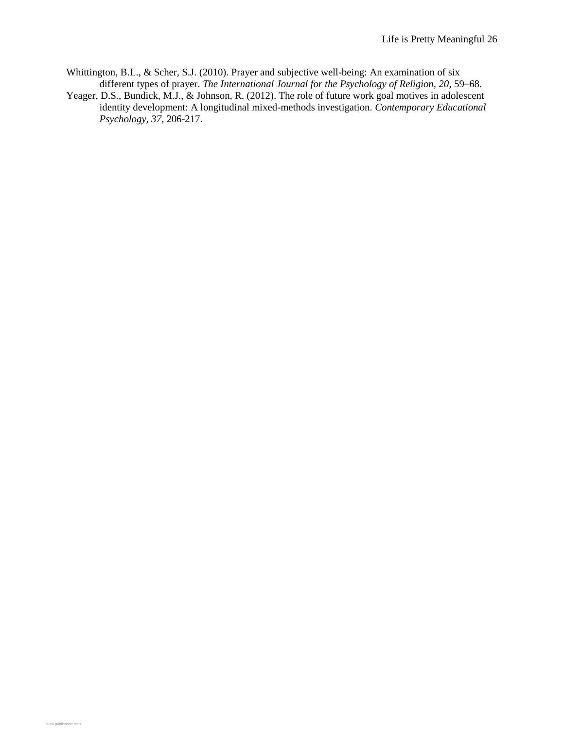Whittington, B.L., & Scher, S.J. (2010). Prayer and subjective well-being: An examination of six different types of prayer. *The International Journal for the Psychology of Religion*, *20*, 59–68.

Yeager, D.S., Bundick, M.J., & Johnson, R. (2012). The role of future work goal motives in adolescent identity development: A longitudinal mixed-methods investigation. *Contemporary Educational Psychology, 37*, 206-217.